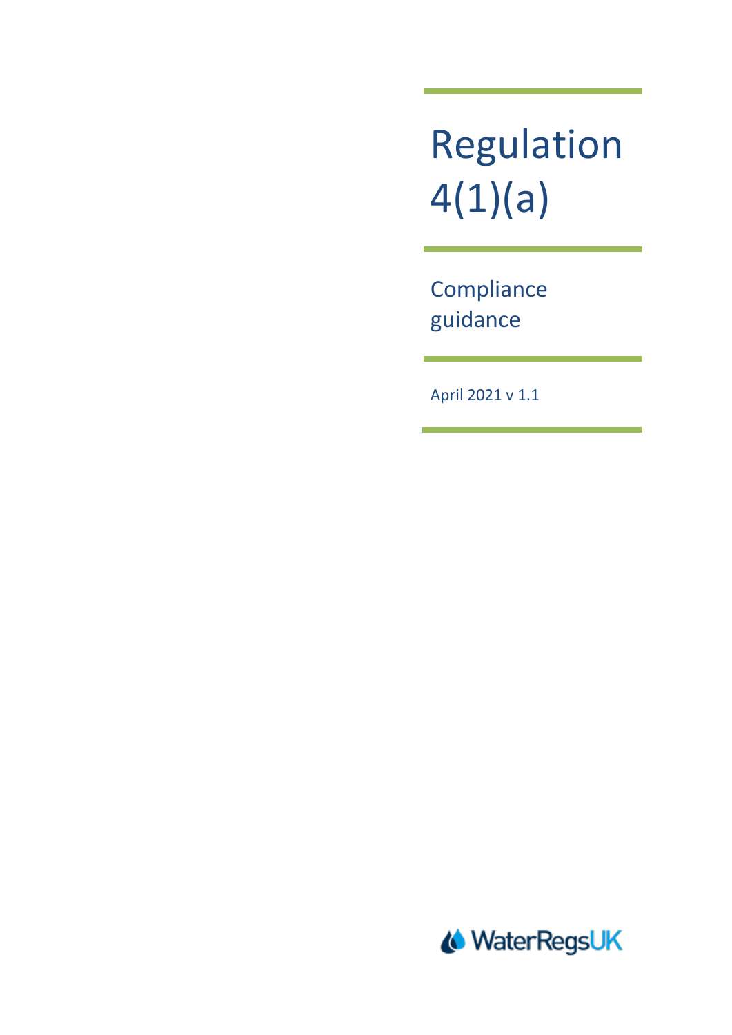# Regulation 4(1)(a)

## Compliance guidance

April 2021 v 1.1

WaterRegsUK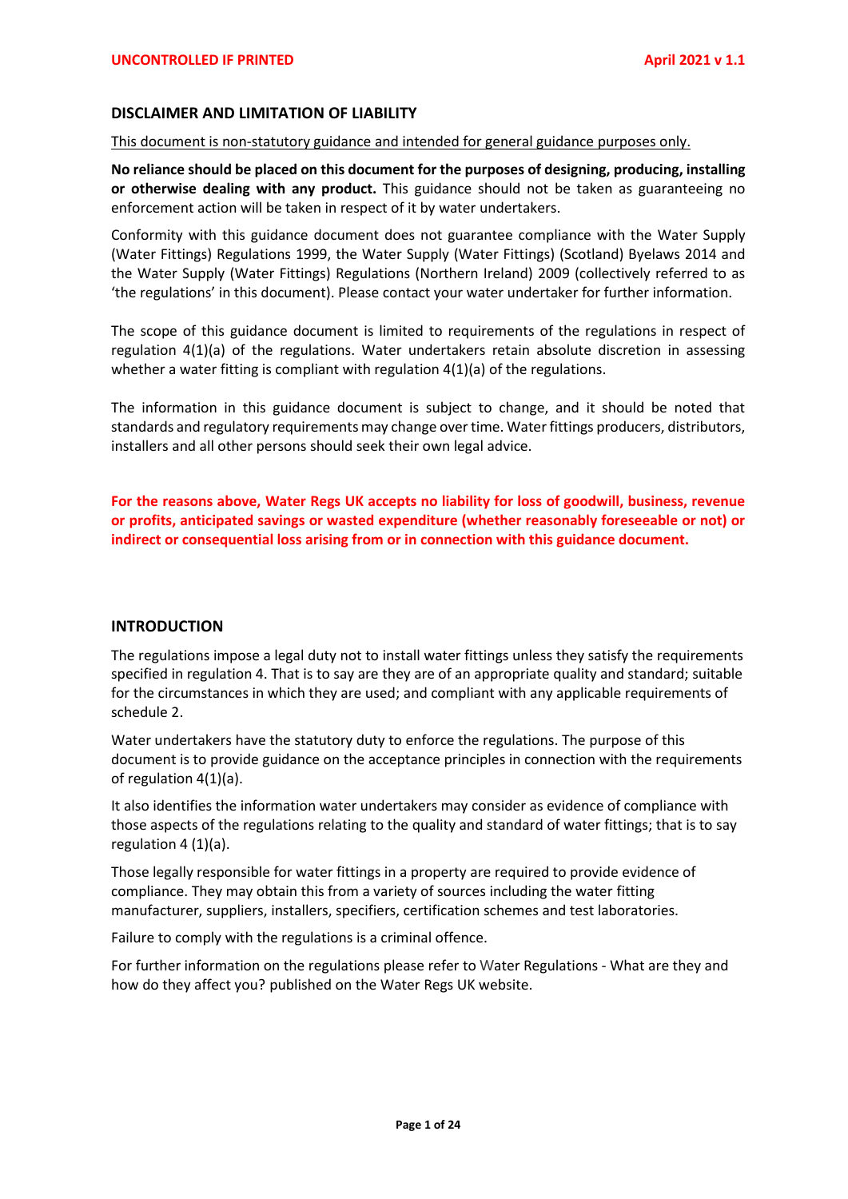## DISCLAIMER AND LIMITATION OF LIABILITY

This document is non-statutory guidance and intended for general guidance purposes only.

**No reliance should be placed on this document for the purposes of designing, producing, installing or otherwise dealing with any product.** This guidance should not be taken as guaranteeing no enforcement action will be taken in respect of it by water undertakers.

Conformity with this guidance document does not guarantee compliance with the Water Supply (Water Fittings) Regulations 1999, the Water Supply (Water Fittings) (Scotland) Byelaws 2014 and the Water Supply (Water Fittings) Regulations (Northern Ireland) 2009 (collectively referred to as 'the regulations' in this document). Please contact your water undertaker for further information.

The scope of this guidance document is limited to requirements of the regulations in respect of regulation 4(1)(a) of the regulations. Water undertakers retain absolute discretion in assessing whether a water fitting is compliant with regulation 4(1)(a) of the regulations.

The information in this guidance document is subject to change, and it should be noted that standards and regulatory requirements may change over time. Water fittings producers, distributors, installers and all other persons should seek their own legal advice.

**For the reasons above, Water Regs UK accepts no liability for loss of goodwill, business, revenue or profits, anticipated savings or wasted expenditure (whether reasonably foreseeable or not) or indirect or consequential loss arising from or in connection with this guidance document.**

## INTRODUCTION

The regulations impose a legal duty not to install water fittings unless they satisfy the requirements specified in regulation 4. That is to say are they are of an appropriate quality and standard; suitable for the circumstances in which they are used; and compliant with any applicable requirements of schedule 2.

Water undertakers have the statutory duty to enforce the regulations. The purpose of this document is to provide guidance on the acceptance principles in connection with the requirements of regulation 4(1)(a).

It also identifies the information water undertakers may consider as evidence of compliance with those aspects of the regulations relating to the quality and standard of water fittings; that is to say regulation 4 (1)(a).

Those legally responsible for water fittings in a property are required to provide evidence of compliance. They may obtain this from a variety of sources including the water fitting manufacturer, suppliers, installers, specifiers, certification schemes and test laboratories.

Failure to comply with the regulations is a criminal offence.

For further information on the regulations please refer to Water Regulations - What are they and how do they affect you? published on the Water Regs UK website.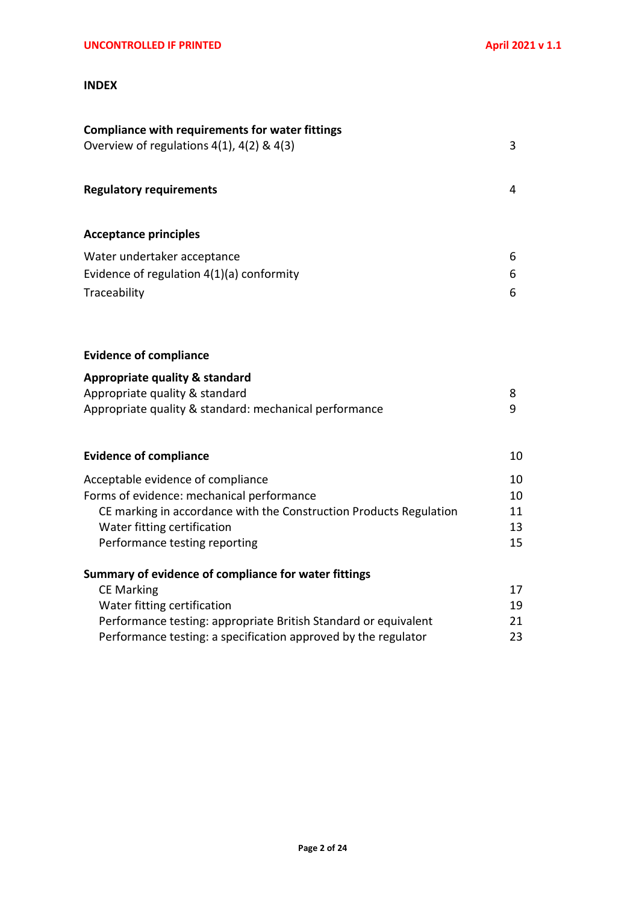## INDEX

| | |
|---|---|
| **Compliance with requirements for water fittings** | |
| Overview of regulations 4(1), 4(2) & 4(3) | 3 |
| **Regulatory requirements** | 4 |
| **Acceptance principles** | |
| Water undertaker acceptance | 6 |
| Evidence of regulation 4(1)(a) conformity | 6 |
| Traceability | 6 |
| **Evidence of compliance** | |
| **Appropriate quality & standard** | |
| Appropriate quality & standard | 8 |
| Appropriate quality & standard: mechanical performance | 9 |
| **Evidence of compliance** | 10 |
| Acceptable evidence of compliance | 10 |
| Forms of evidence: mechanical performance | 10 |
| CE marking in accordance with the Construction Products Regulation | 11 |
| Water fitting certification | 13 |
| Performance testing reporting | 15 |
| **Summary of evidence of compliance for water fittings** | |
| CE Marking | 17 |
| Water fitting certification | 19 |
| Performance testing: appropriate British Standard or equivalent | 21 |
| Performance testing: a specification approved by the regulator | 23 |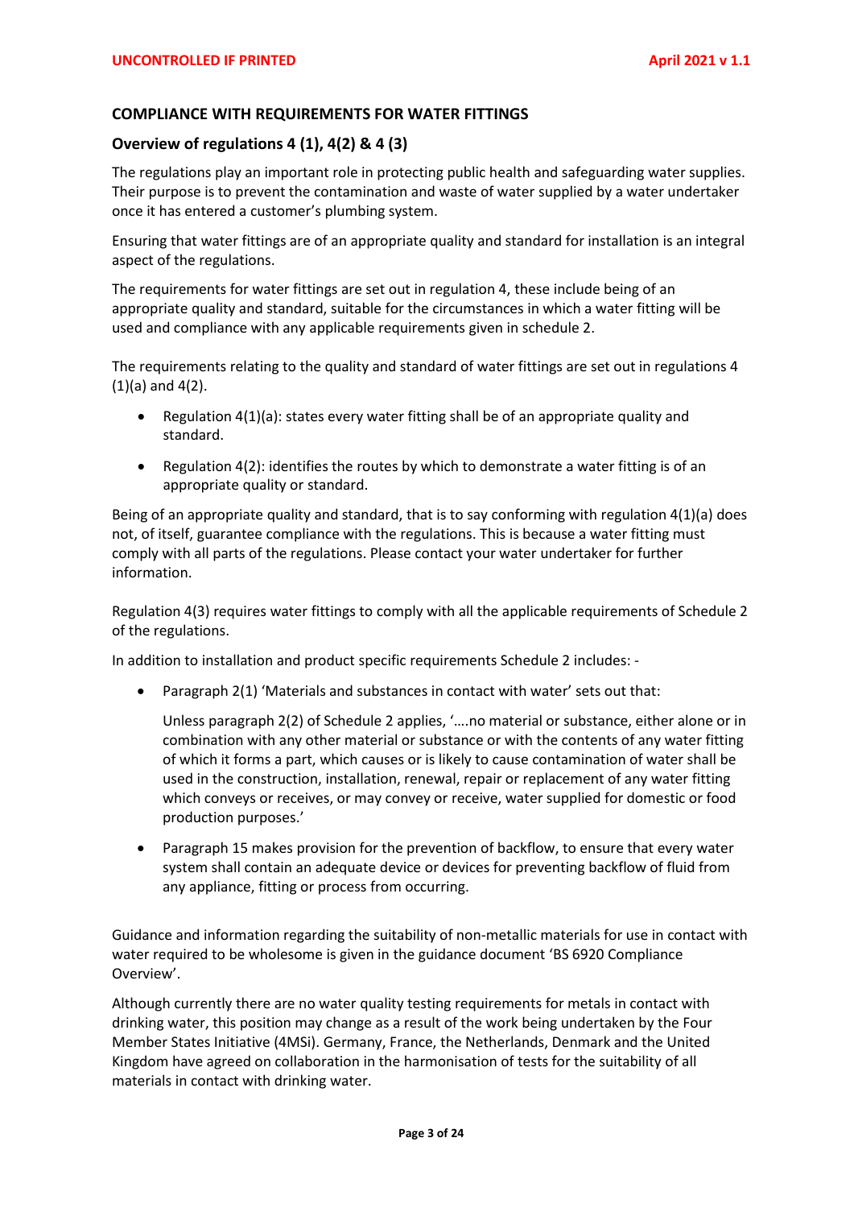## COMPLIANCE WITH REQUIREMENTS FOR WATER FITTINGS

### Overview of regulations 4 (1), 4(2) & 4 (3)

The regulations play an important role in protecting public health and safeguarding water supplies. Their purpose is to prevent the contamination and waste of water supplied by a water undertaker once it has entered a customer's plumbing system.

Ensuring that water fittings are of an appropriate quality and standard for installation is an integral aspect of the regulations.

The requirements for water fittings are set out in regulation 4, these include being of an appropriate quality and standard, suitable for the circumstances in which a water fitting will be used and compliance with any applicable requirements given in schedule 2.

The requirements relating to the quality and standard of water fittings are set out in regulations 4 (1)(a) and 4(2).

- Regulation 4(1)(a): states every water fitting shall be of an appropriate quality and standard.
- Regulation 4(2): identifies the routes by which to demonstrate a water fitting is of an appropriate quality or standard.

Being of an appropriate quality and standard, that is to say conforming with regulation 4(1)(a) does not, of itself, guarantee compliance with the regulations. This is because a water fitting must comply with all parts of the regulations. Please contact your water undertaker for further information.

Regulation 4(3) requires water fittings to comply with all the applicable requirements of Schedule 2 of the regulations.

In addition to installation and product specific requirements Schedule 2 includes: -

- Paragraph 2(1) 'Materials and substances in contact with water' sets out that:

  Unless paragraph 2(2) of Schedule 2 applies, '….no material or substance, either alone or in combination with any other material or substance or with the contents of any water fitting of which it forms a part, which causes or is likely to cause contamination of water shall be used in the construction, installation, renewal, repair or replacement of any water fitting which conveys or receives, or may convey or receive, water supplied for domestic or food production purposes.'

- Paragraph 15 makes provision for the prevention of backflow, to ensure that every water system shall contain an adequate device or devices for preventing backflow of fluid from any appliance, fitting or process from occurring.

Guidance and information regarding the suitability of non-metallic materials for use in contact with water required to be wholesome is given in the guidance document 'BS 6920 Compliance Overview'.

Although currently there are no water quality testing requirements for metals in contact with drinking water, this position may change as a result of the work being undertaken by the Four Member States Initiative (4MSi). Germany, France, the Netherlands, Denmark and the United Kingdom have agreed on collaboration in the harmonisation of tests for the suitability of all materials in contact with drinking water.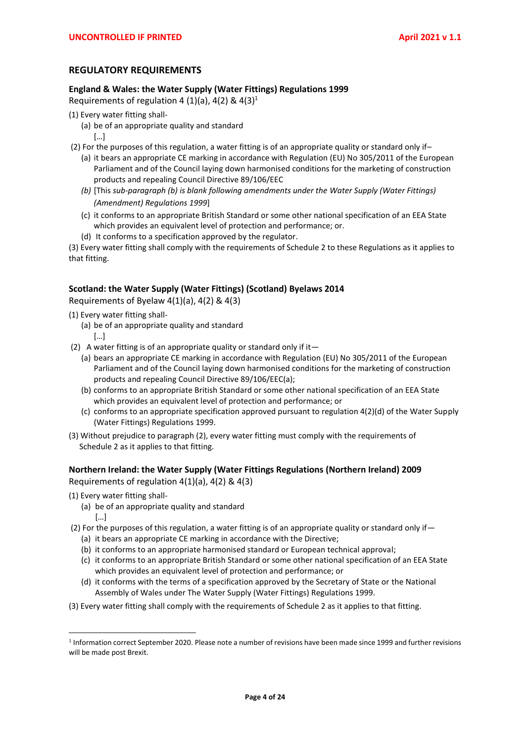## REGULATORY REQUIREMENTS

### England & Wales: the Water Supply (Water Fittings) Regulations 1999

Requirements of regulation 4 (1)(a), 4(2) & 4(3)[1]

(1) Every water fitting shall-

(a) be of an appropriate quality and standard

[…]

(2) For the purposes of this regulation, a water fitting is of an appropriate quality or standard only if–

(a) it bears an appropriate CE marking in accordance with Regulation (EU) No 305/2011 of the European Parliament and of the Council laying down harmonised conditions for the marketing of construction products and repealing Council Directive 89/106/EEC

*(b)* [This *sub-paragraph (b) is blank following amendments under the Water Supply (Water Fittings) (Amendment) Regulations 1999*]

(c) it conforms to an appropriate British Standard or some other national specification of an EEA State which provides an equivalent level of protection and performance; or.

(d) It conforms to a specification approved by the regulator.

(3) Every water fitting shall comply with the requirements of Schedule 2 to these Regulations as it applies to that fitting.

### Scotland: the Water Supply (Water Fittings) (Scotland) Byelaws 2014

Requirements of Byelaw 4(1)(a), 4(2) & 4(3)

(1) Every water fitting shall-

(a) be of an appropriate quality and standard

[…]

(2) A water fitting is of an appropriate quality or standard only if it—

(a) bears an appropriate CE marking in accordance with Regulation (EU) No 305/2011 of the European Parliament and of the Council laying down harmonised conditions for the marketing of construction products and repealing Council Directive 89/106/EEC(a);

(b) conforms to an appropriate British Standard or some other national specification of an EEA State which provides an equivalent level of protection and performance; or

(c) conforms to an appropriate specification approved pursuant to regulation 4(2)(d) of the Water Supply (Water Fittings) Regulations 1999.

(3) Without prejudice to paragraph (2), every water fitting must comply with the requirements of Schedule 2 as it applies to that fitting.

### Northern Ireland: the Water Supply (Water Fittings Regulations (Northern Ireland) 2009

Requirements of regulation 4(1)(a), 4(2) & 4(3)

(1) Every water fitting shall-

(a) be of an appropriate quality and standard

[…]

(2) For the purposes of this regulation, a water fitting is of an appropriate quality or standard only if—

(a) it bears an appropriate CE marking in accordance with the Directive;

(b) it conforms to an appropriate harmonised standard or European technical approval;

(c) it conforms to an appropriate British Standard or some other national specification of an EEA State which provides an equivalent level of protection and performance; or

(d) it conforms with the terms of a specification approved by the Secretary of State or the National Assembly of Wales under The Water Supply (Water Fittings) Regulations 1999.

(3) Every water fitting shall comply with the requirements of Schedule 2 as it applies to that fitting.

---

[1] Information correct September 2020. Please note a number of revisions have been made since 1999 and further revisions will be made post Brexit.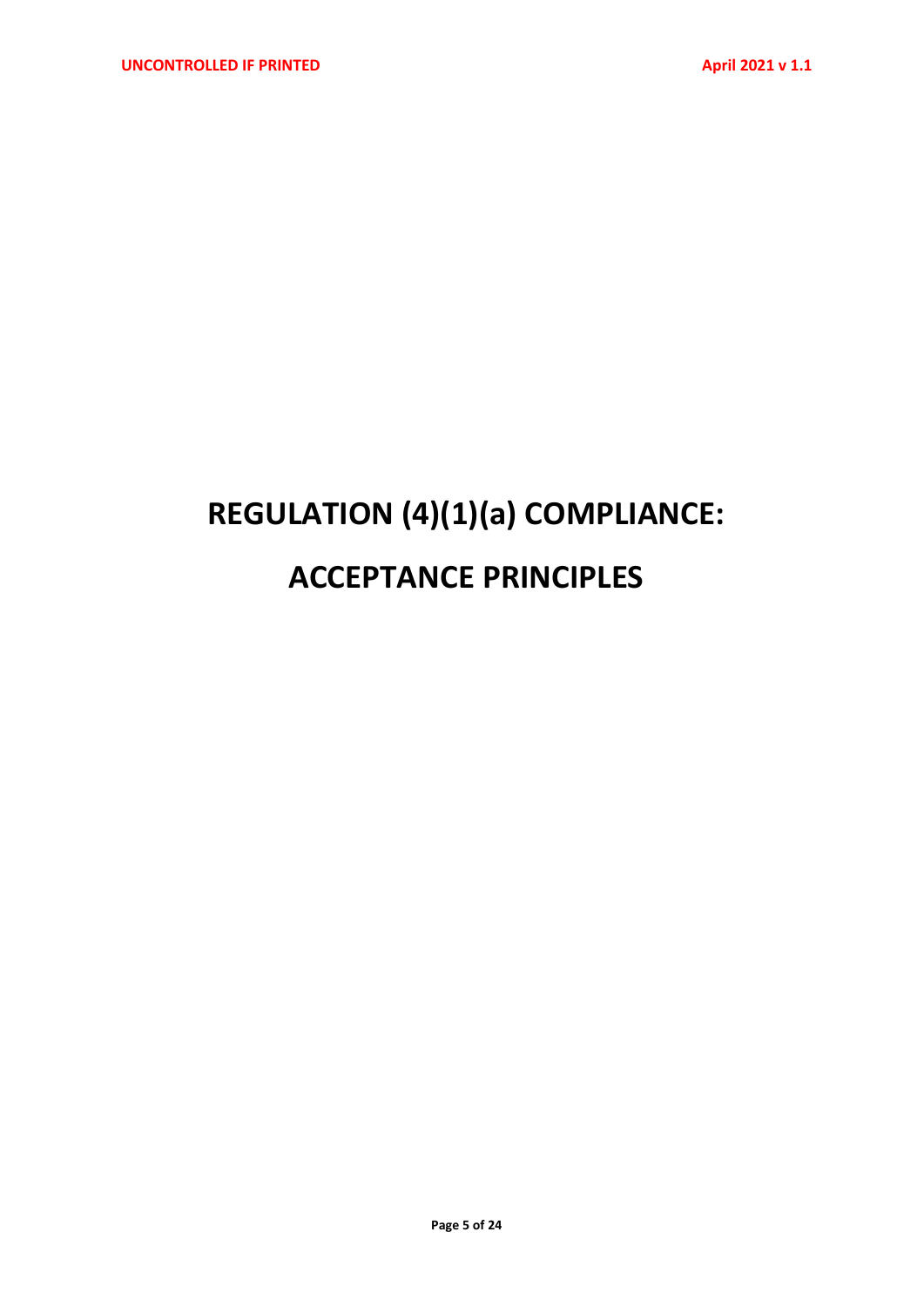# REGULATION (4)(1)(a) COMPLIANCE:

# ACCEPTANCE PRINCIPLES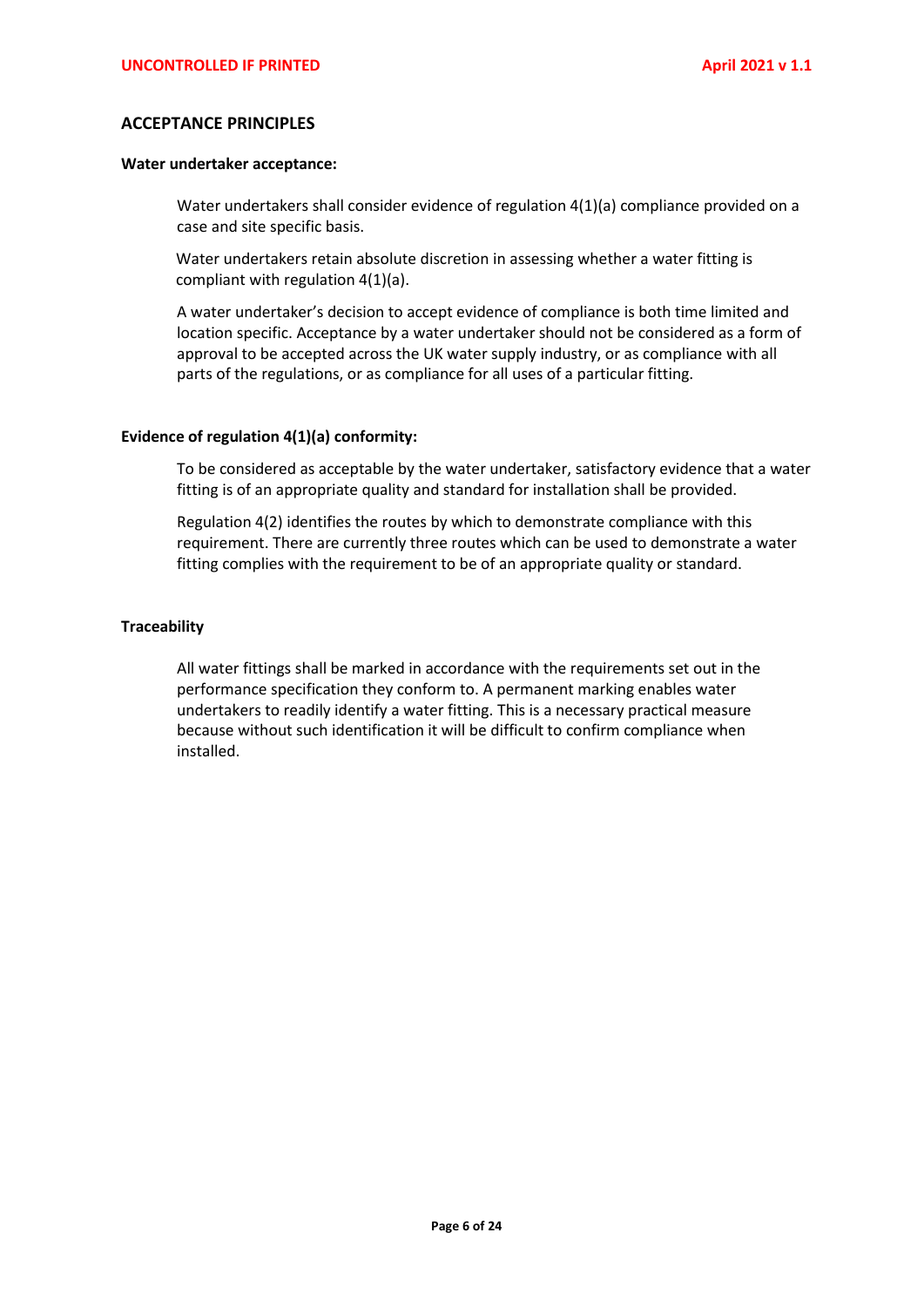## ACCEPTANCE PRINCIPLES

**Water undertaker acceptance:**

Water undertakers shall consider evidence of regulation 4(1)(a) compliance provided on a case and site specific basis.

Water undertakers retain absolute discretion in assessing whether a water fitting is compliant with regulation 4(1)(a).

A water undertaker's decision to accept evidence of compliance is both time limited and location specific. Acceptance by a water undertaker should not be considered as a form of approval to be accepted across the UK water supply industry, or as compliance with all parts of the regulations, or as compliance for all uses of a particular fitting.

**Evidence of regulation 4(1)(a) conformity:**

To be considered as acceptable by the water undertaker, satisfactory evidence that a water fitting is of an appropriate quality and standard for installation shall be provided.

Regulation 4(2) identifies the routes by which to demonstrate compliance with this requirement. There are currently three routes which can be used to demonstrate a water fitting complies with the requirement to be of an appropriate quality or standard.

**Traceability**

All water fittings shall be marked in accordance with the requirements set out in the performance specification they conform to. A permanent marking enables water undertakers to readily identify a water fitting. This is a necessary practical measure because without such identification it will be difficult to confirm compliance when installed.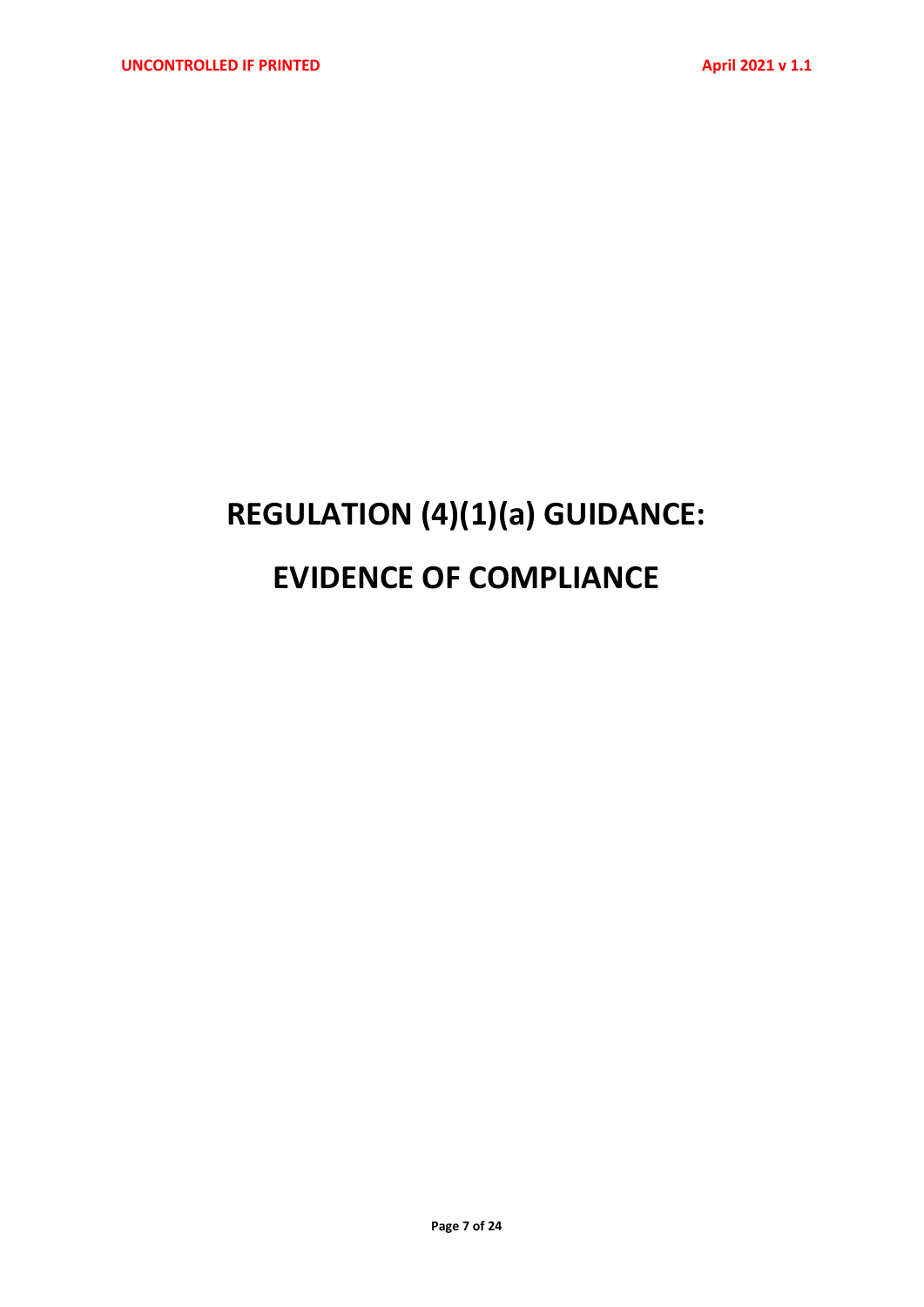# REGULATION (4)(1)(a) GUIDANCE:

# EVIDENCE OF COMPLIANCE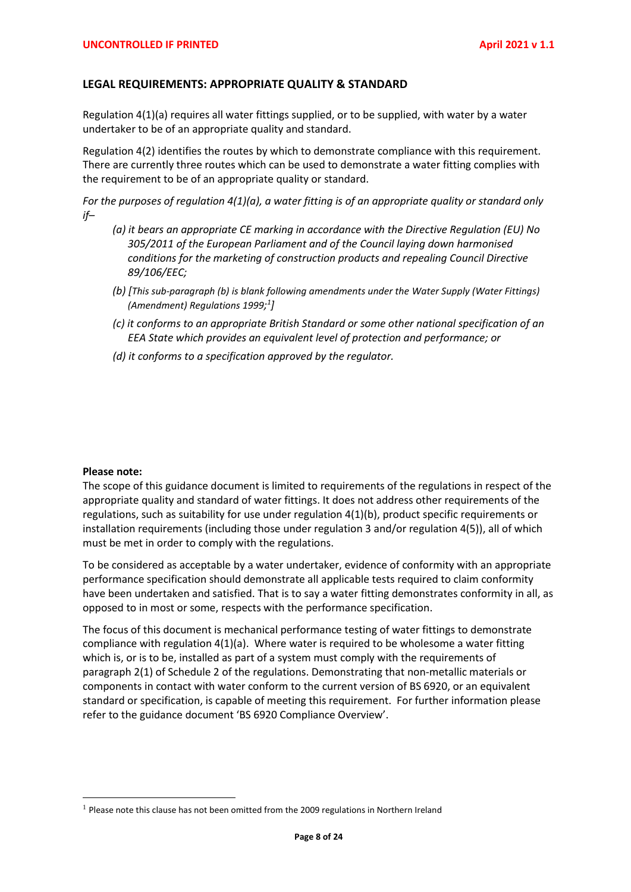## LEGAL REQUIREMENTS: APPROPRIATE QUALITY & STANDARD

Regulation 4(1)(a) requires all water fittings supplied, or to be supplied, with water by a water undertaker to be of an appropriate quality and standard.

Regulation 4(2) identifies the routes by which to demonstrate compliance with this requirement. There are currently three routes which can be used to demonstrate a water fitting complies with the requirement to be of an appropriate quality or standard.

*For the purposes of regulation 4(1)(a), a water fitting is of an appropriate quality or standard only if–*

- *(a) it bears an appropriate CE marking in accordance with the Directive Regulation (EU) No 305/2011 of the European Parliament and of the Council laying down harmonised conditions for the marketing of construction products and repealing Council Directive 89/106/EEC;*
- *(b) [This sub-paragraph (b) is blank following amendments under the Water Supply (Water Fittings) (Amendment) Regulations 1999;[1]]*
- *(c) it conforms to an appropriate British Standard or some other national specification of an EEA State which provides an equivalent level of protection and performance; or*
- *(d) it conforms to a specification approved by the regulator.*

**Please note:**
The scope of this guidance document is limited to requirements of the regulations in respect of the appropriate quality and standard of water fittings. It does not address other requirements of the regulations, such as suitability for use under regulation 4(1)(b), product specific requirements or installation requirements (including those under regulation 3 and/or regulation 4(5)), all of which must be met in order to comply with the regulations.

To be considered as acceptable by a water undertaker, evidence of conformity with an appropriate performance specification should demonstrate all applicable tests required to claim conformity have been undertaken and satisfied. That is to say a water fitting demonstrates conformity in all, as opposed to in most or some, respects with the performance specification.

The focus of this document is mechanical performance testing of water fittings to demonstrate compliance with regulation 4(1)(a). Where water is required to be wholesome a water fitting which is, or is to be, installed as part of a system must comply with the requirements of paragraph 2(1) of Schedule 2 of the regulations. Demonstrating that non-metallic materials or components in contact with water conform to the current version of BS 6920, or an equivalent standard or specification, is capable of meeting this requirement. For further information please refer to the guidance document 'BS 6920 Compliance Overview'.

[1] Please note this clause has not been omitted from the 2009 regulations in Northern Ireland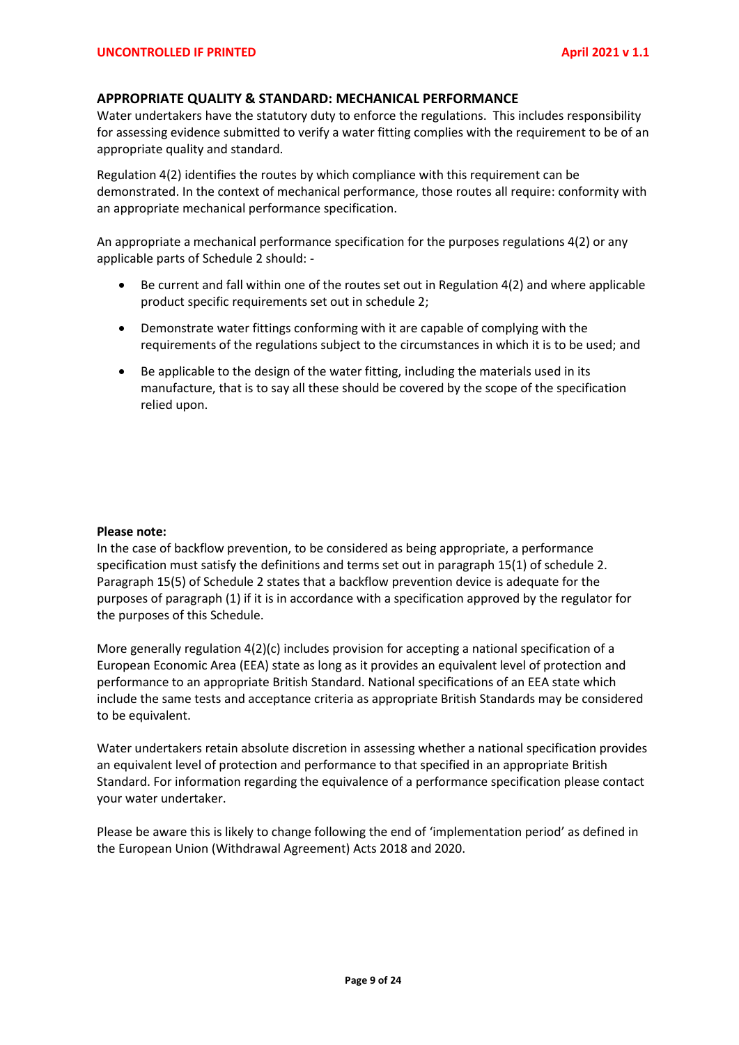## APPROPRIATE QUALITY & STANDARD: MECHANICAL PERFORMANCE

Water undertakers have the statutory duty to enforce the regulations. This includes responsibility for assessing evidence submitted to verify a water fitting complies with the requirement to be of an appropriate quality and standard.

Regulation 4(2) identifies the routes by which compliance with this requirement can be demonstrated. In the context of mechanical performance, those routes all require: conformity with an appropriate mechanical performance specification.

An appropriate a mechanical performance specification for the purposes regulations 4(2) or any applicable parts of Schedule 2 should: -

- Be current and fall within one of the routes set out in Regulation 4(2) and where applicable product specific requirements set out in schedule 2;
- Demonstrate water fittings conforming with it are capable of complying with the requirements of the regulations subject to the circumstances in which it is to be used; and
- Be applicable to the design of the water fitting, including the materials used in its manufacture, that is to say all these should be covered by the scope of the specification relied upon.

**Please note:**

In the case of backflow prevention, to be considered as being appropriate, a performance specification must satisfy the definitions and terms set out in paragraph 15(1) of schedule 2. Paragraph 15(5) of Schedule 2 states that a backflow prevention device is adequate for the purposes of paragraph (1) if it is in accordance with a specification approved by the regulator for the purposes of this Schedule.

More generally regulation 4(2)(c) includes provision for accepting a national specification of a European Economic Area (EEA) state as long as it provides an equivalent level of protection and performance to an appropriate British Standard. National specifications of an EEA state which include the same tests and acceptance criteria as appropriate British Standards may be considered to be equivalent.

Water undertakers retain absolute discretion in assessing whether a national specification provides an equivalent level of protection and performance to that specified in an appropriate British Standard. For information regarding the equivalence of a performance specification please contact your water undertaker.

Please be aware this is likely to change following the end of 'implementation period' as defined in the European Union (Withdrawal Agreement) Acts 2018 and 2020.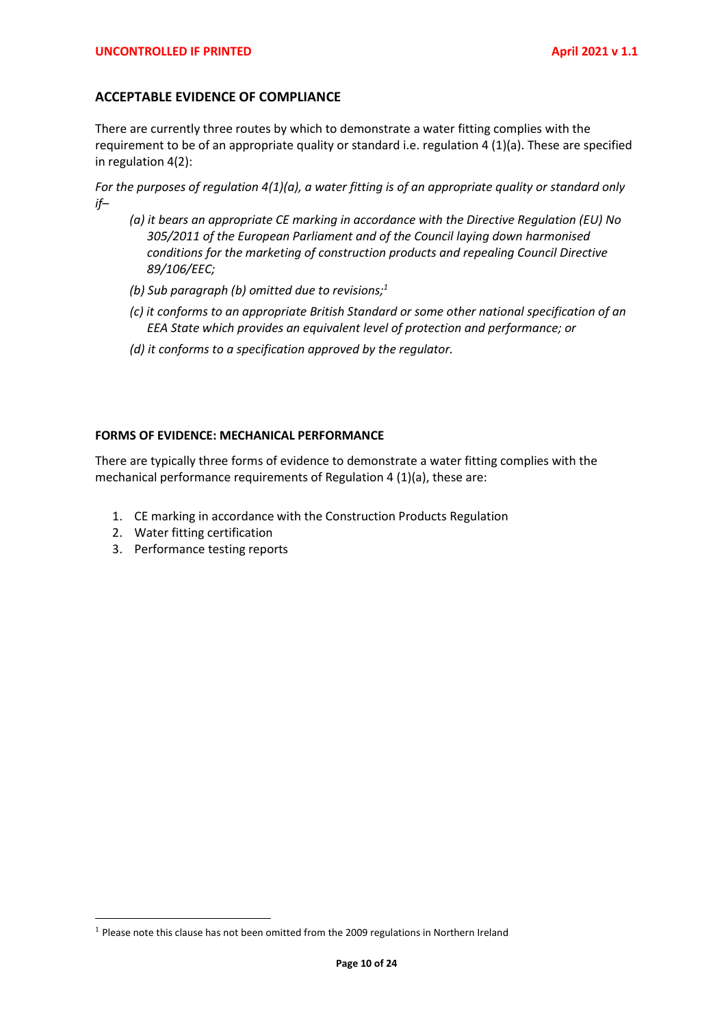## ACCEPTABLE EVIDENCE OF COMPLIANCE

There are currently three routes by which to demonstrate a water fitting complies with the requirement to be of an appropriate quality or standard i.e. regulation 4 (1)(a). These are specified in regulation 4(2):

*For the purposes of regulation 4(1)(a), a water fitting is of an appropriate quality or standard only if–*

- *(a) it bears an appropriate CE marking in accordance with the Directive Regulation (EU) No 305/2011 of the European Parliament and of the Council laying down harmonised conditions for the marketing of construction products and repealing Council Directive 89/106/EEC;*
- *(b) Sub paragraph (b) omitted due to revisions;*[1]
- *(c) it conforms to an appropriate British Standard or some other national specification of an EEA State which provides an equivalent level of protection and performance; or*
- *(d) it conforms to a specification approved by the regulator.*

### FORMS OF EVIDENCE: MECHANICAL PERFORMANCE

There are typically three forms of evidence to demonstrate a water fitting complies with the mechanical performance requirements of Regulation 4 (1)(a), these are:

1. CE marking in accordance with the Construction Products Regulation
2. Water fitting certification
3. Performance testing reports

[1] Please note this clause has not been omitted from the 2009 regulations in Northern Ireland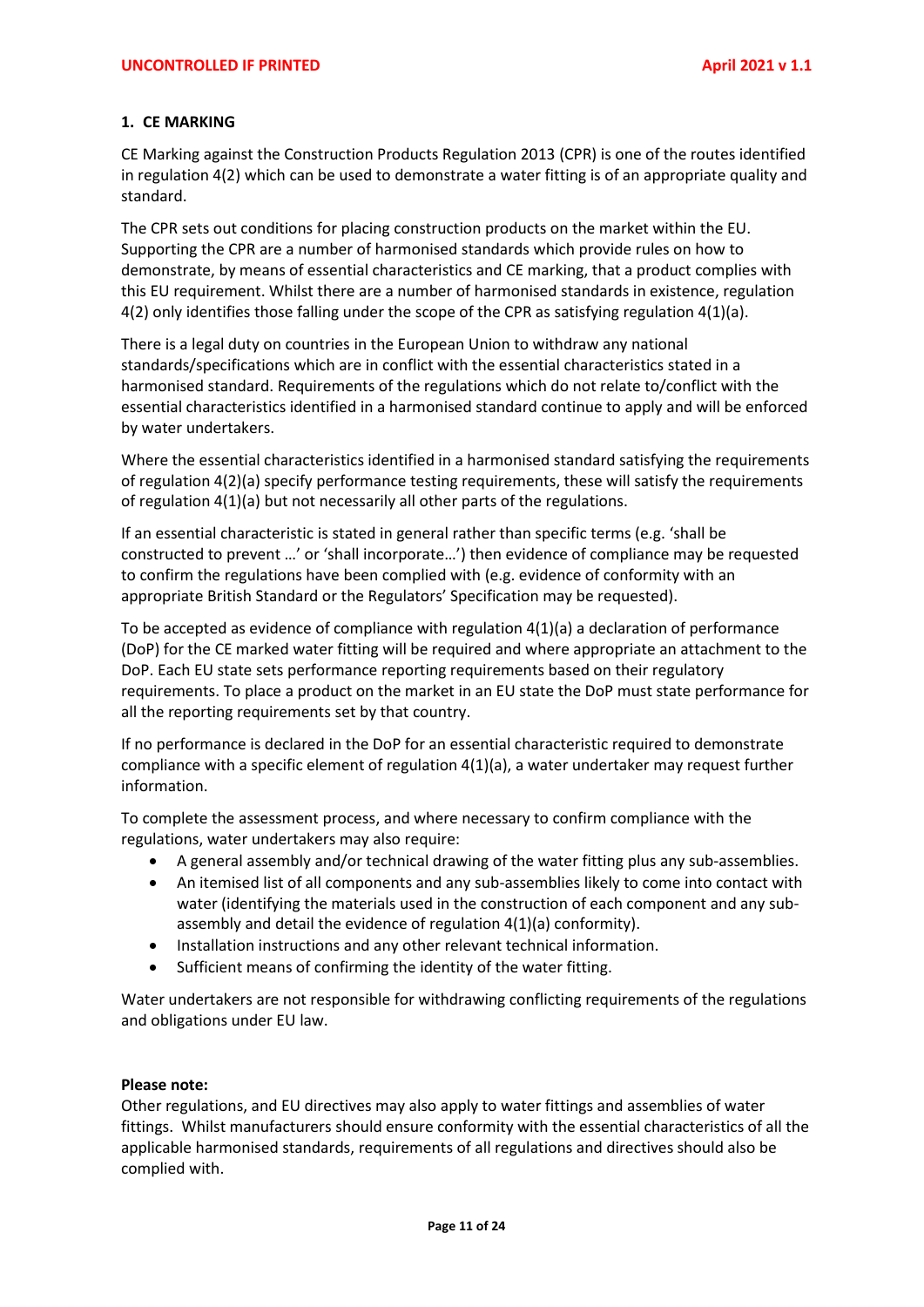## 1. CE MARKING

CE Marking against the Construction Products Regulation 2013 (CPR) is one of the routes identified in regulation 4(2) which can be used to demonstrate a water fitting is of an appropriate quality and standard.

The CPR sets out conditions for placing construction products on the market within the EU. Supporting the CPR are a number of harmonised standards which provide rules on how to demonstrate, by means of essential characteristics and CE marking, that a product complies with this EU requirement. Whilst there are a number of harmonised standards in existence, regulation 4(2) only identifies those falling under the scope of the CPR as satisfying regulation 4(1)(a).

There is a legal duty on countries in the European Union to withdraw any national standards/specifications which are in conflict with the essential characteristics stated in a harmonised standard. Requirements of the regulations which do not relate to/conflict with the essential characteristics identified in a harmonised standard continue to apply and will be enforced by water undertakers.

Where the essential characteristics identified in a harmonised standard satisfying the requirements of regulation 4(2)(a) specify performance testing requirements, these will satisfy the requirements of regulation 4(1)(a) but not necessarily all other parts of the regulations.

If an essential characteristic is stated in general rather than specific terms (e.g. 'shall be constructed to prevent …' or 'shall incorporate…') then evidence of compliance may be requested to confirm the regulations have been complied with (e.g. evidence of conformity with an appropriate British Standard or the Regulators' Specification may be requested).

To be accepted as evidence of compliance with regulation 4(1)(a) a declaration of performance (DoP) for the CE marked water fitting will be required and where appropriate an attachment to the DoP. Each EU state sets performance reporting requirements based on their regulatory requirements. To place a product on the market in an EU state the DoP must state performance for all the reporting requirements set by that country.

If no performance is declared in the DoP for an essential characteristic required to demonstrate compliance with a specific element of regulation 4(1)(a), a water undertaker may request further information.

To complete the assessment process, and where necessary to confirm compliance with the regulations, water undertakers may also require:

- A general assembly and/or technical drawing of the water fitting plus any sub-assemblies.
- An itemised list of all components and any sub-assemblies likely to come into contact with water (identifying the materials used in the construction of each component and any sub-assembly and detail the evidence of regulation 4(1)(a) conformity).
- Installation instructions and any other relevant technical information.
- Sufficient means of confirming the identity of the water fitting.

Water undertakers are not responsible for withdrawing conflicting requirements of the regulations and obligations under EU law.

**Please note:**
Other regulations, and EU directives may also apply to water fittings and assemblies of water fittings. Whilst manufacturers should ensure conformity with the essential characteristics of all the applicable harmonised standards, requirements of all regulations and directives should also be complied with.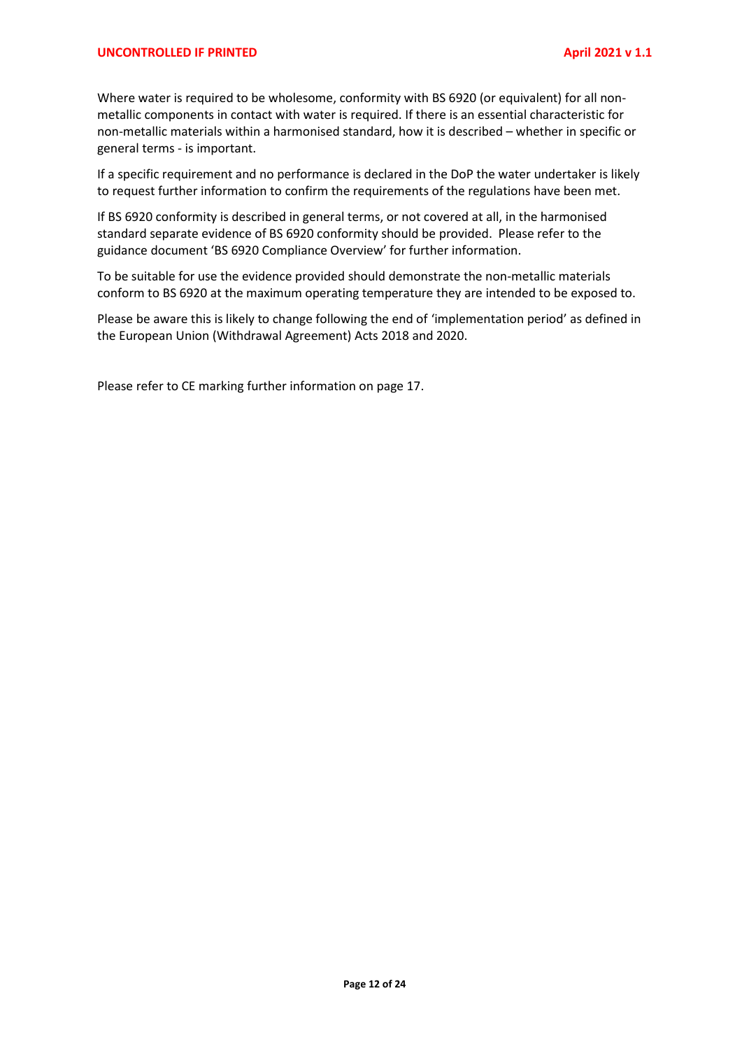Where water is required to be wholesome, conformity with BS 6920 (or equivalent) for all non-metallic components in contact with water is required. If there is an essential characteristic for non-metallic materials within a harmonised standard, how it is described – whether in specific or general terms - is important.

If a specific requirement and no performance is declared in the DoP the water undertaker is likely to request further information to confirm the requirements of the regulations have been met.

If BS 6920 conformity is described in general terms, or not covered at all, in the harmonised standard separate evidence of BS 6920 conformity should be provided. Please refer to the guidance document 'BS 6920 Compliance Overview' for further information.

To be suitable for use the evidence provided should demonstrate the non-metallic materials conform to BS 6920 at the maximum operating temperature they are intended to be exposed to.

Please be aware this is likely to change following the end of 'implementation period' as defined in the European Union (Withdrawal Agreement) Acts 2018 and 2020.

Please refer to CE marking further information on page 17.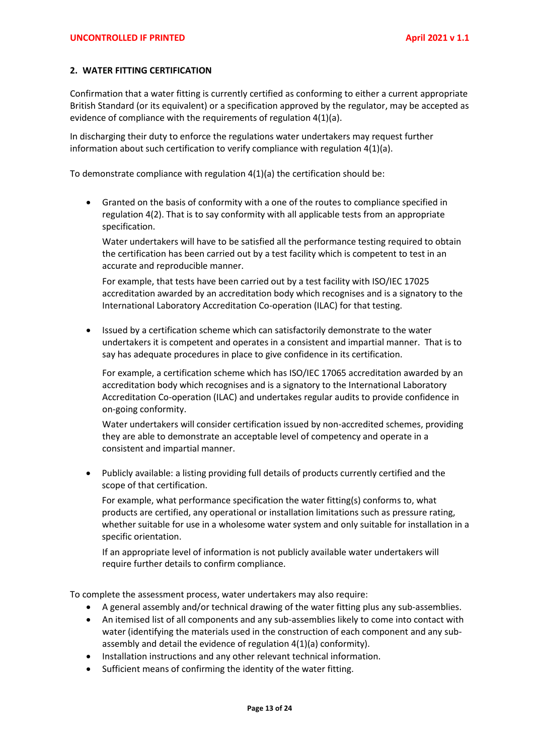## 2. WATER FITTING CERTIFICATION

Confirmation that a water fitting is currently certified as conforming to either a current appropriate British Standard (or its equivalent) or a specification approved by the regulator, may be accepted as evidence of compliance with the requirements of regulation 4(1)(a).

In discharging their duty to enforce the regulations water undertakers may request further information about such certification to verify compliance with regulation 4(1)(a).

To demonstrate compliance with regulation 4(1)(a) the certification should be:

- Granted on the basis of conformity with a one of the routes to compliance specified in regulation 4(2). That is to say conformity with all applicable tests from an appropriate specification.

  Water undertakers will have to be satisfied all the performance testing required to obtain the certification has been carried out by a test facility which is competent to test in an accurate and reproducible manner.

  For example, that tests have been carried out by a test facility with ISO/IEC 17025 accreditation awarded by an accreditation body which recognises and is a signatory to the International Laboratory Accreditation Co-operation (ILAC) for that testing.

- Issued by a certification scheme which can satisfactorily demonstrate to the water undertakers it is competent and operates in a consistent and impartial manner. That is to say has adequate procedures in place to give confidence in its certification.

  For example, a certification scheme which has ISO/IEC 17065 accreditation awarded by an accreditation body which recognises and is a signatory to the International Laboratory Accreditation Co-operation (ILAC) and undertakes regular audits to provide confidence in on-going conformity.

  Water undertakers will consider certification issued by non-accredited schemes, providing they are able to demonstrate an acceptable level of competency and operate in a consistent and impartial manner.

- Publicly available: a listing providing full details of products currently certified and the scope of that certification.

  For example, what performance specification the water fitting(s) conforms to, what products are certified, any operational or installation limitations such as pressure rating, whether suitable for use in a wholesome water system and only suitable for installation in a specific orientation.

  If an appropriate level of information is not publicly available water undertakers will require further details to confirm compliance.

To complete the assessment process, water undertakers may also require:

- A general assembly and/or technical drawing of the water fitting plus any sub-assemblies.
- An itemised list of all components and any sub-assemblies likely to come into contact with water (identifying the materials used in the construction of each component and any sub-assembly and detail the evidence of regulation 4(1)(a) conformity).
- Installation instructions and any other relevant technical information.
- Sufficient means of confirming the identity of the water fitting.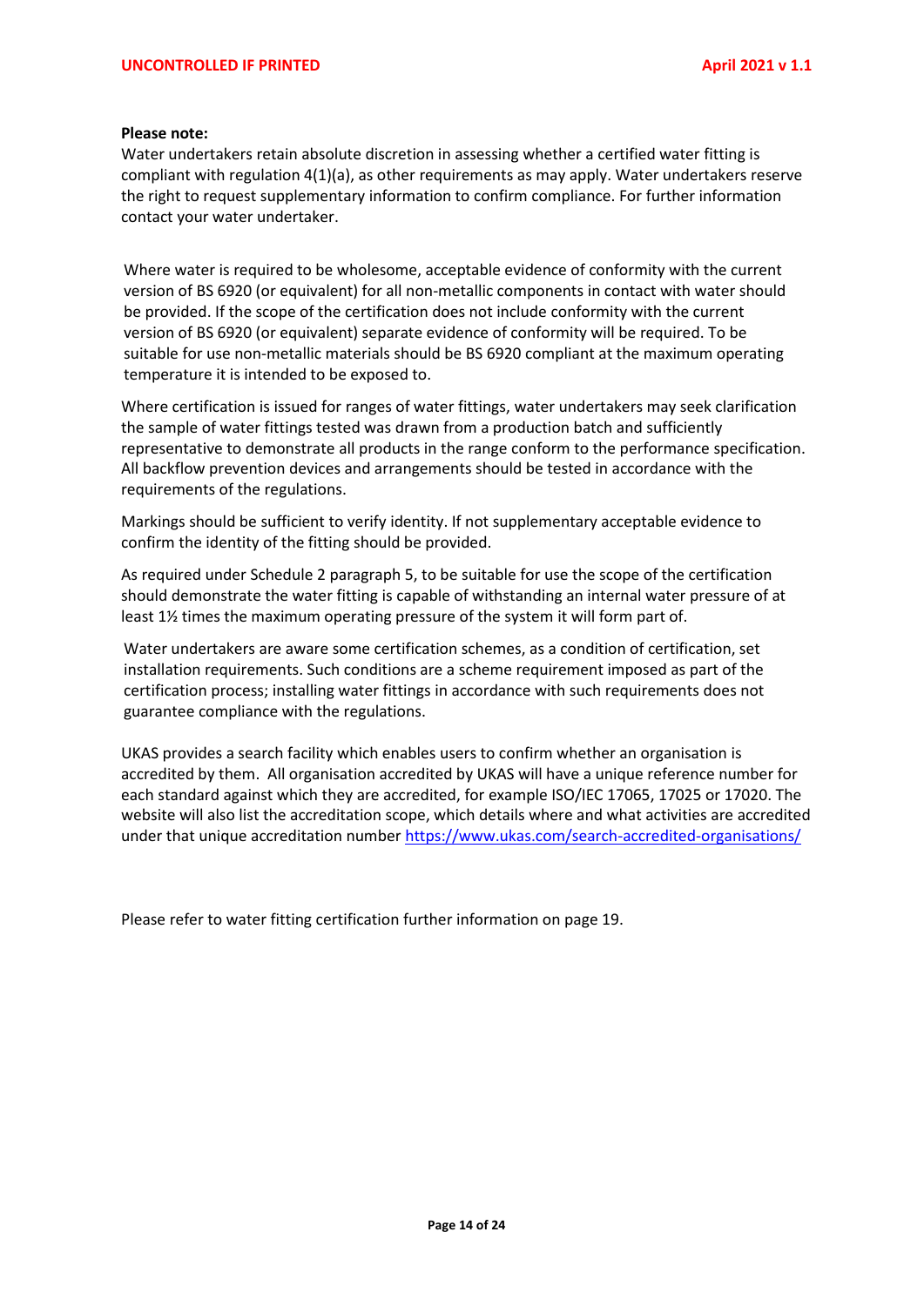**Please note:**
Water undertakers retain absolute discretion in assessing whether a certified water fitting is compliant with regulation 4(1)(a), as other requirements as may apply. Water undertakers reserve the right to request supplementary information to confirm compliance. For further information contact your water undertaker.

Where water is required to be wholesome, acceptable evidence of conformity with the current version of BS 6920 (or equivalent) for all non-metallic components in contact with water should be provided. If the scope of the certification does not include conformity with the current version of BS 6920 (or equivalent) separate evidence of conformity will be required. To be suitable for use non-metallic materials should be BS 6920 compliant at the maximum operating temperature it is intended to be exposed to.

Where certification is issued for ranges of water fittings, water undertakers may seek clarification the sample of water fittings tested was drawn from a production batch and sufficiently representative to demonstrate all products in the range conform to the performance specification. All backflow prevention devices and arrangements should be tested in accordance with the requirements of the regulations.

Markings should be sufficient to verify identity. If not supplementary acceptable evidence to confirm the identity of the fitting should be provided.

As required under Schedule 2 paragraph 5, to be suitable for use the scope of the certification should demonstrate the water fitting is capable of withstanding an internal water pressure of at least 1½ times the maximum operating pressure of the system it will form part of.

Water undertakers are aware some certification schemes, as a condition of certification, set installation requirements. Such conditions are a scheme requirement imposed as part of the certification process; installing water fittings in accordance with such requirements does not guarantee compliance with the regulations.

UKAS provides a search facility which enables users to confirm whether an organisation is accredited by them. All organisation accredited by UKAS will have a unique reference number for each standard against which they are accredited, for example ISO/IEC 17065, 17025 or 17020. The website will also list the accreditation scope, which details where and what activities are accredited under that unique accreditation number https://www.ukas.com/search-accredited-organisations/

Please refer to water fitting certification further information on page 19.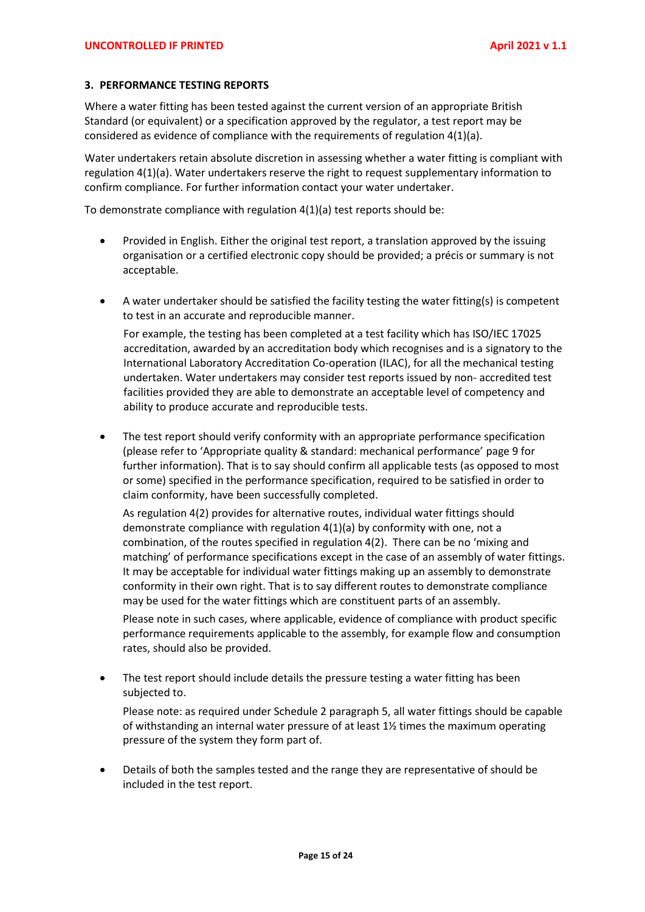## 3. PERFORMANCE TESTING REPORTS

Where a water fitting has been tested against the current version of an appropriate British Standard (or equivalent) or a specification approved by the regulator, a test report may be considered as evidence of compliance with the requirements of regulation 4(1)(a).

Water undertakers retain absolute discretion in assessing whether a water fitting is compliant with regulation 4(1)(a). Water undertakers reserve the right to request supplementary information to confirm compliance. For further information contact your water undertaker.

To demonstrate compliance with regulation 4(1)(a) test reports should be:

- Provided in English. Either the original test report, a translation approved by the issuing organisation or a certified electronic copy should be provided; a précis or summary is not acceptable.

- A water undertaker should be satisfied the facility testing the water fitting(s) is competent to test in an accurate and reproducible manner.

  For example, the testing has been completed at a test facility which has ISO/IEC 17025 accreditation, awarded by an accreditation body which recognises and is a signatory to the International Laboratory Accreditation Co-operation (ILAC), for all the mechanical testing undertaken. Water undertakers may consider test reports issued by non- accredited test facilities provided they are able to demonstrate an acceptable level of competency and ability to produce accurate and reproducible tests.

- The test report should verify conformity with an appropriate performance specification (please refer to 'Appropriate quality & standard: mechanical performance' page 9 for further information). That is to say should confirm all applicable tests (as opposed to most or some) specified in the performance specification, required to be satisfied in order to claim conformity, have been successfully completed.

  As regulation 4(2) provides for alternative routes, individual water fittings should demonstrate compliance with regulation 4(1)(a) by conformity with one, not a combination, of the routes specified in regulation 4(2). There can be no 'mixing and matching' of performance specifications except in the case of an assembly of water fittings. It may be acceptable for individual water fittings making up an assembly to demonstrate conformity in their own right. That is to say different routes to demonstrate compliance may be used for the water fittings which are constituent parts of an assembly.

  Please note in such cases, where applicable, evidence of compliance with product specific performance requirements applicable to the assembly, for example flow and consumption rates, should also be provided.

- The test report should include details the pressure testing a water fitting has been subjected to.

  Please note: as required under Schedule 2 paragraph 5, all water fittings should be capable of withstanding an internal water pressure of at least 1½ times the maximum operating pressure of the system they form part of.

- Details of both the samples tested and the range they are representative of should be included in the test report.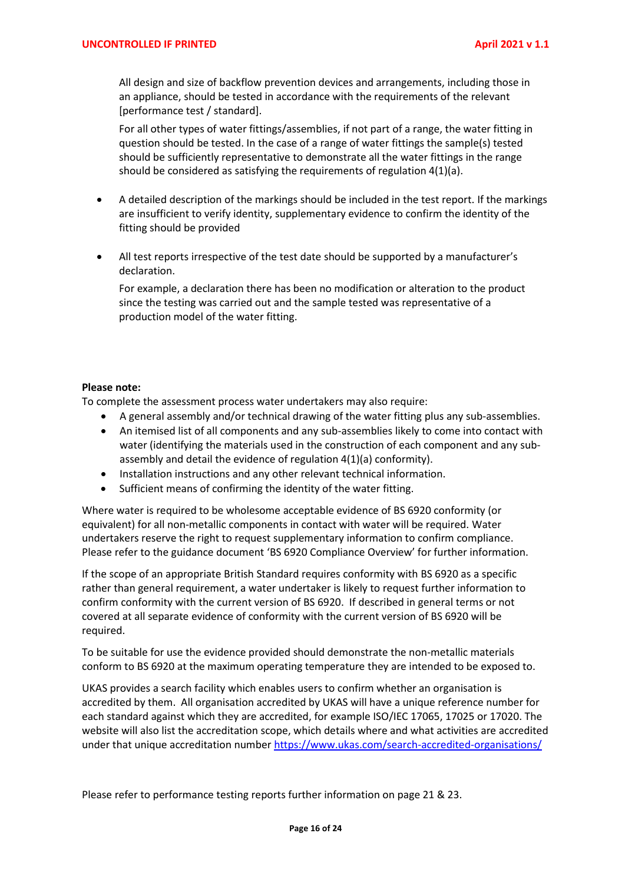All design and size of backflow prevention devices and arrangements, including those in an appliance, should be tested in accordance with the requirements of the relevant [performance test / standard].

For all other types of water fittings/assemblies, if not part of a range, the water fitting in question should be tested. In the case of a range of water fittings the sample(s) tested should be sufficiently representative to demonstrate all the water fittings in the range should be considered as satisfying the requirements of regulation 4(1)(a).

- A detailed description of the markings should be included in the test report. If the markings are insufficient to verify identity, supplementary evidence to confirm the identity of the fitting should be provided

- All test reports irrespective of the test date should be supported by a manufacturer's declaration.

  For example, a declaration there has been no modification or alteration to the product since the testing was carried out and the sample tested was representative of a production model of the water fitting.

**Please note:**

To complete the assessment process water undertakers may also require:

- A general assembly and/or technical drawing of the water fitting plus any sub-assemblies.
- An itemised list of all components and any sub-assemblies likely to come into contact with water (identifying the materials used in the construction of each component and any sub-assembly and detail the evidence of regulation 4(1)(a) conformity).
- Installation instructions and any other relevant technical information.
- Sufficient means of confirming the identity of the water fitting.

Where water is required to be wholesome acceptable evidence of BS 6920 conformity (or equivalent) for all non-metallic components in contact with water will be required. Water undertakers reserve the right to request supplementary information to confirm compliance. Please refer to the guidance document 'BS 6920 Compliance Overview' for further information.

If the scope of an appropriate British Standard requires conformity with BS 6920 as a specific rather than general requirement, a water undertaker is likely to request further information to confirm conformity with the current version of BS 6920. If described in general terms or not covered at all separate evidence of conformity with the current version of BS 6920 will be required.

To be suitable for use the evidence provided should demonstrate the non-metallic materials conform to BS 6920 at the maximum operating temperature they are intended to be exposed to.

UKAS provides a search facility which enables users to confirm whether an organisation is accredited by them. All organisation accredited by UKAS will have a unique reference number for each standard against which they are accredited, for example ISO/IEC 17065, 17025 or 17020. The website will also list the accreditation scope, which details where and what activities are accredited under that unique accreditation number https://www.ukas.com/search-accredited-organisations/

Please refer to performance testing reports further information on page 21 & 23.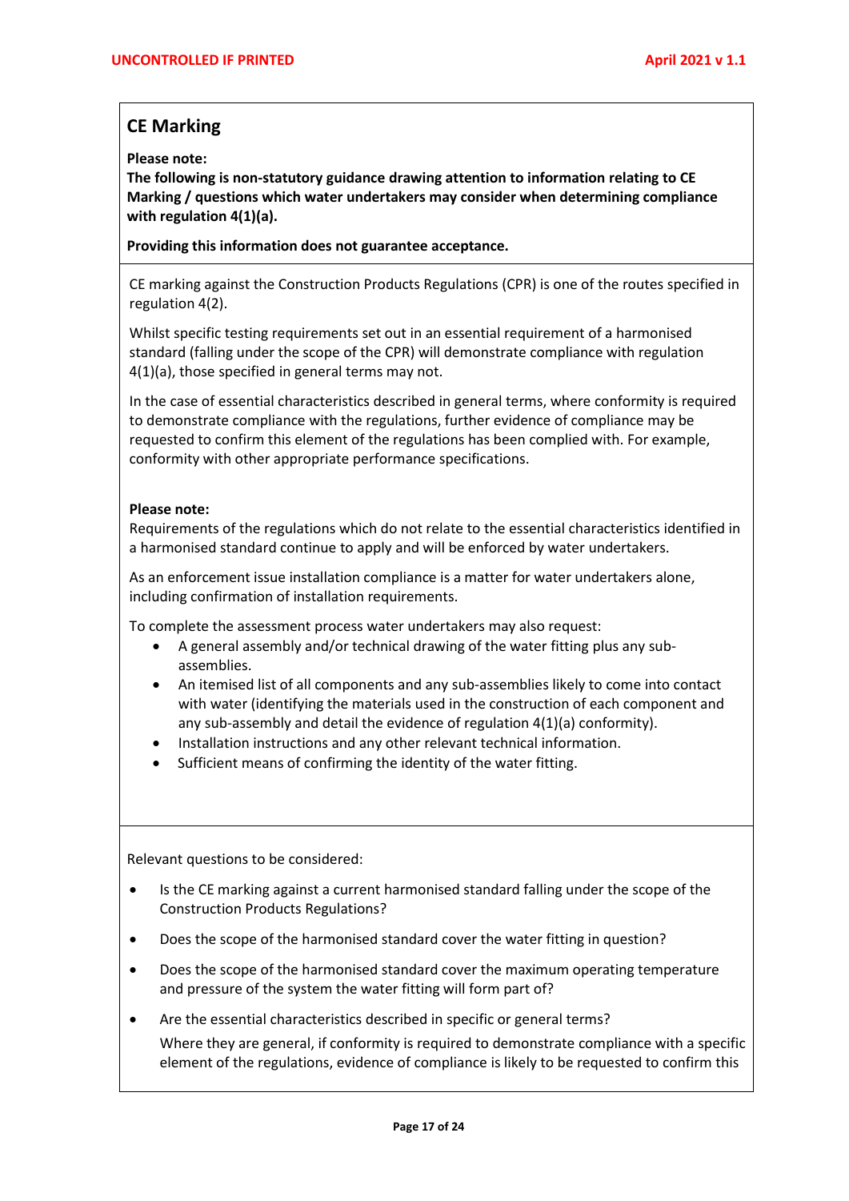## CE Marking

**Please note:**
**The following is non-statutory guidance drawing attention to information relating to CE Marking / questions which water undertakers may consider when determining compliance with regulation 4(1)(a).**

**Providing this information does not guarantee acceptance.**

CE marking against the Construction Products Regulations (CPR) is one of the routes specified in regulation 4(2).

Whilst specific testing requirements set out in an essential requirement of a harmonised standard (falling under the scope of the CPR) will demonstrate compliance with regulation 4(1)(a), those specified in general terms may not.

In the case of essential characteristics described in general terms, where conformity is required to demonstrate compliance with the regulations, further evidence of compliance may be requested to confirm this element of the regulations has been complied with. For example, conformity with other appropriate performance specifications.

**Please note:**
Requirements of the regulations which do not relate to the essential characteristics identified in a harmonised standard continue to apply and will be enforced by water undertakers.

As an enforcement issue installation compliance is a matter for water undertakers alone, including confirmation of installation requirements.

To complete the assessment process water undertakers may also request:

- A general assembly and/or technical drawing of the water fitting plus any sub-assemblies.
- An itemised list of all components and any sub-assemblies likely to come into contact with water (identifying the materials used in the construction of each component and any sub-assembly and detail the evidence of regulation 4(1)(a) conformity).
- Installation instructions and any other relevant technical information.
- Sufficient means of confirming the identity of the water fitting.

Relevant questions to be considered:

- Is the CE marking against a current harmonised standard falling under the scope of the Construction Products Regulations?
- Does the scope of the harmonised standard cover the water fitting in question?
- Does the scope of the harmonised standard cover the maximum operating temperature and pressure of the system the water fitting will form part of?
- Are the essential characteristics described in specific or general terms?

  Where they are general, if conformity is required to demonstrate compliance with a specific element of the regulations, evidence of compliance is likely to be requested to confirm this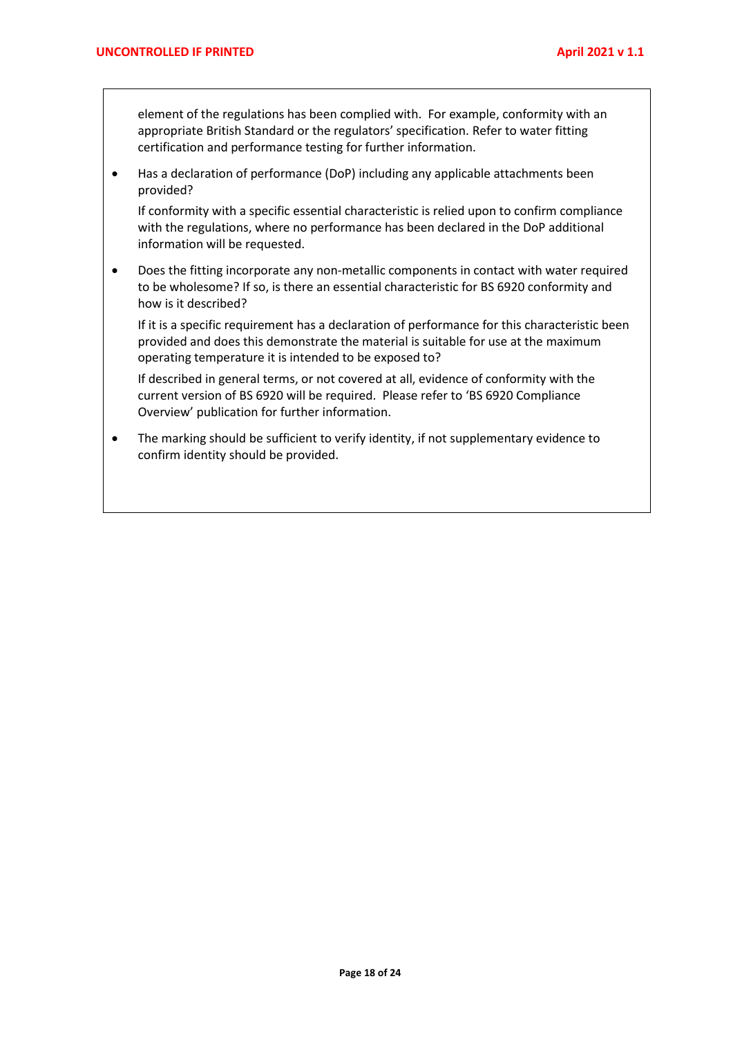element of the regulations has been complied with. For example, conformity with an appropriate British Standard or the regulators' specification. Refer to water fitting certification and performance testing for further information.

- Has a declaration of performance (DoP) including any applicable attachments been provided?

  If conformity with a specific essential characteristic is relied upon to confirm compliance with the regulations, where no performance has been declared in the DoP additional information will be requested.

- Does the fitting incorporate any non-metallic components in contact with water required to be wholesome? If so, is there an essential characteristic for BS 6920 conformity and how is it described?

  If it is a specific requirement has a declaration of performance for this characteristic been provided and does this demonstrate the material is suitable for use at the maximum operating temperature it is intended to be exposed to?

  If described in general terms, or not covered at all, evidence of conformity with the current version of BS 6920 will be required. Please refer to 'BS 6920 Compliance Overview' publication for further information.

- The marking should be sufficient to verify identity, if not supplementary evidence to confirm identity should be provided.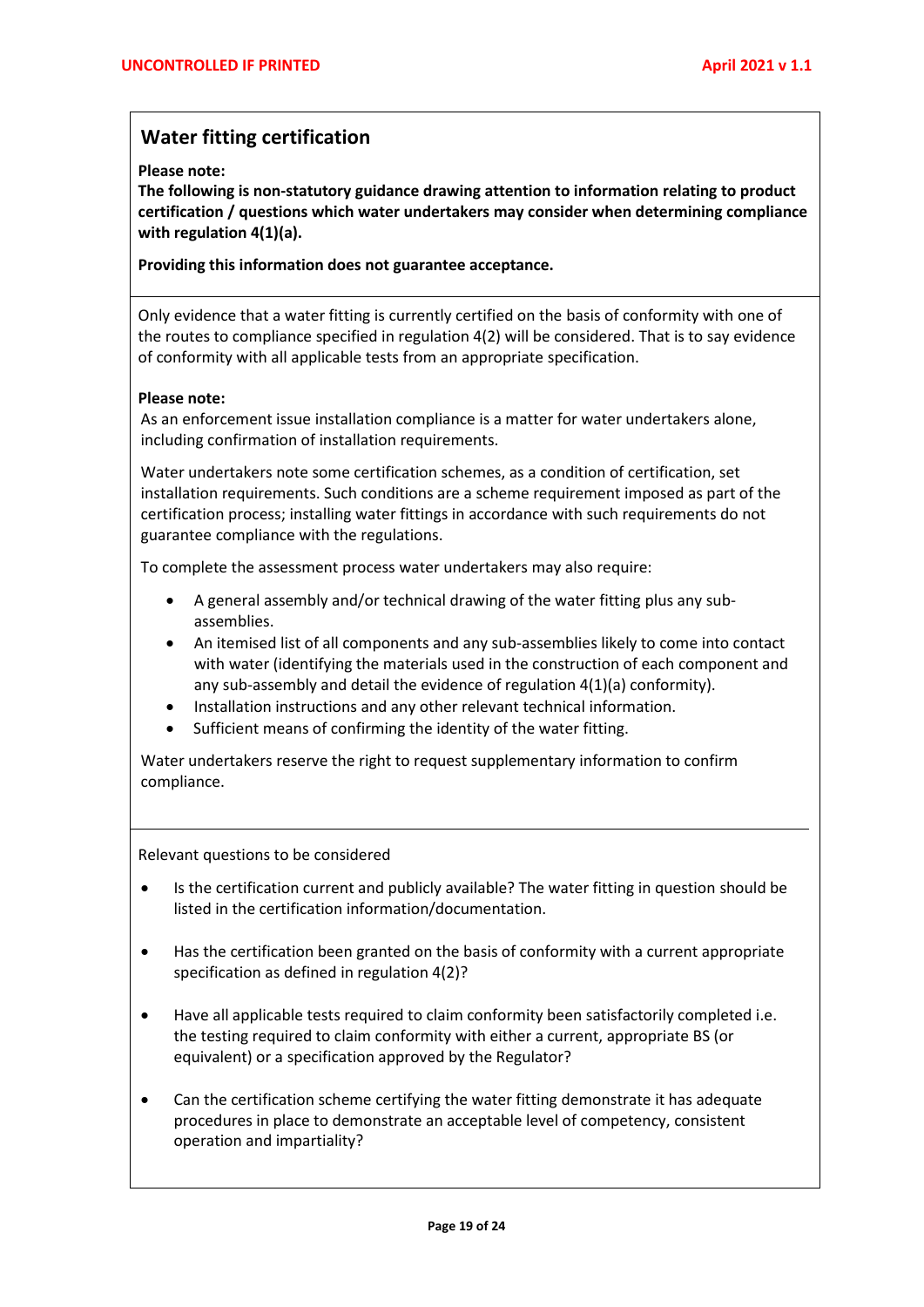## Water fitting certification

**Please note:**
**The following is non-statutory guidance drawing attention to information relating to product certification / questions which water undertakers may consider when determining compliance with regulation 4(1)(a).**

**Providing this information does not guarantee acceptance.**

Only evidence that a water fitting is currently certified on the basis of conformity with one of the routes to compliance specified in regulation 4(2) will be considered. That is to say evidence of conformity with all applicable tests from an appropriate specification.

**Please note:**
As an enforcement issue installation compliance is a matter for water undertakers alone, including confirmation of installation requirements.

Water undertakers note some certification schemes, as a condition of certification, set installation requirements. Such conditions are a scheme requirement imposed as part of the certification process; installing water fittings in accordance with such requirements do not guarantee compliance with the regulations.

To complete the assessment process water undertakers may also require:

- A general assembly and/or technical drawing of the water fitting plus any sub-assemblies.
- An itemised list of all components and any sub-assemblies likely to come into contact with water (identifying the materials used in the construction of each component and any sub-assembly and detail the evidence of regulation 4(1)(a) conformity).
- Installation instructions and any other relevant technical information.
- Sufficient means of confirming the identity of the water fitting.

Water undertakers reserve the right to request supplementary information to confirm compliance.

Relevant questions to be considered

- Is the certification current and publicly available? The water fitting in question should be listed in the certification information/documentation.
- Has the certification been granted on the basis of conformity with a current appropriate specification as defined in regulation 4(2)?
- Have all applicable tests required to claim conformity been satisfactorily completed i.e. the testing required to claim conformity with either a current, appropriate BS (or equivalent) or a specification approved by the Regulator?
- Can the certification scheme certifying the water fitting demonstrate it has adequate procedures in place to demonstrate an acceptable level of competency, consistent operation and impartiality?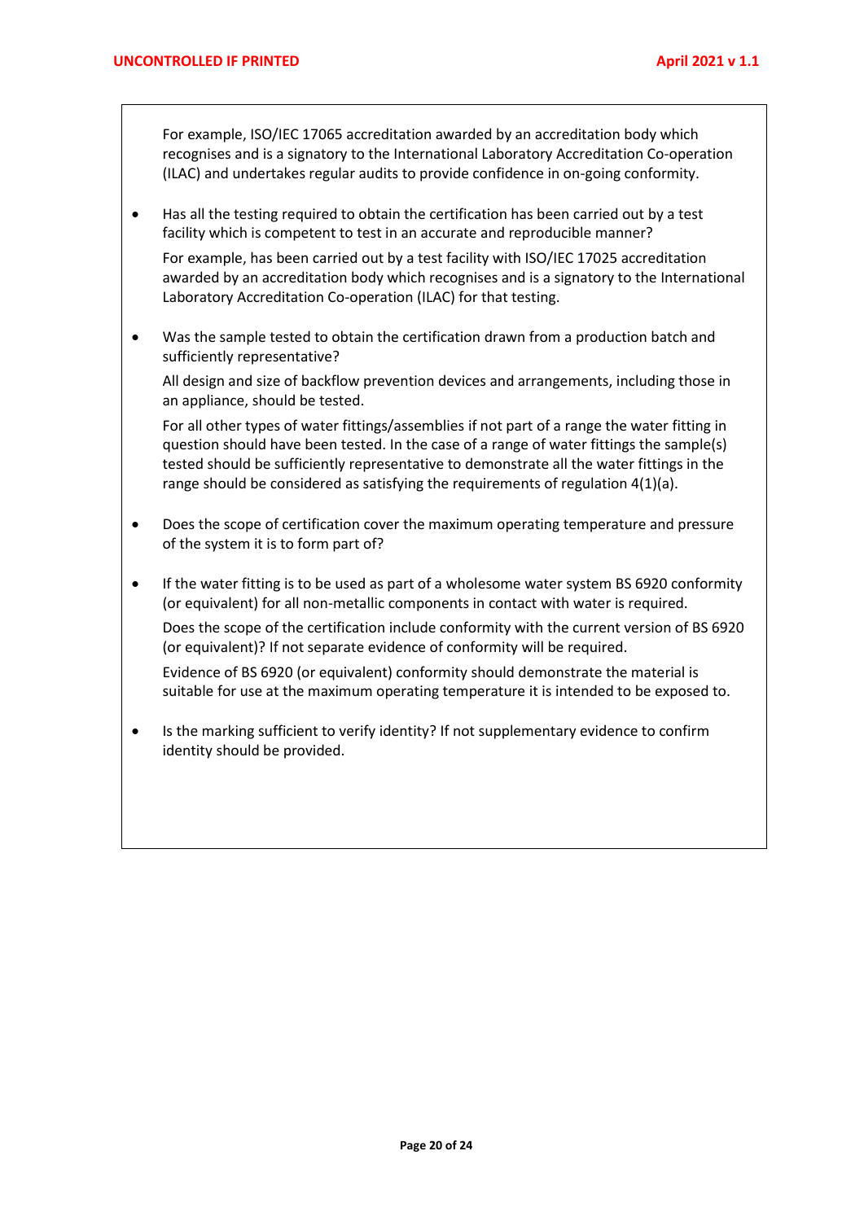For example, ISO/IEC 17065 accreditation awarded by an accreditation body which recognises and is a signatory to the International Laboratory Accreditation Co-operation (ILAC) and undertakes regular audits to provide confidence in on-going conformity.

- Has all the testing required to obtain the certification has been carried out by a test facility which is competent to test in an accurate and reproducible manner?

  For example, has been carried out by a test facility with ISO/IEC 17025 accreditation awarded by an accreditation body which recognises and is a signatory to the International Laboratory Accreditation Co-operation (ILAC) for that testing.

- Was the sample tested to obtain the certification drawn from a production batch and sufficiently representative?

  All design and size of backflow prevention devices and arrangements, including those in an appliance, should be tested.

  For all other types of water fittings/assemblies if not part of a range the water fitting in question should have been tested. In the case of a range of water fittings the sample(s) tested should be sufficiently representative to demonstrate all the water fittings in the range should be considered as satisfying the requirements of regulation 4(1)(a).

- Does the scope of certification cover the maximum operating temperature and pressure of the system it is to form part of?

- If the water fitting is to be used as part of a wholesome water system BS 6920 conformity (or equivalent) for all non-metallic components in contact with water is required.

  Does the scope of the certification include conformity with the current version of BS 6920 (or equivalent)? If not separate evidence of conformity will be required.

  Evidence of BS 6920 (or equivalent) conformity should demonstrate the material is suitable for use at the maximum operating temperature it is intended to be exposed to.

- Is the marking sufficient to verify identity? If not supplementary evidence to confirm identity should be provided.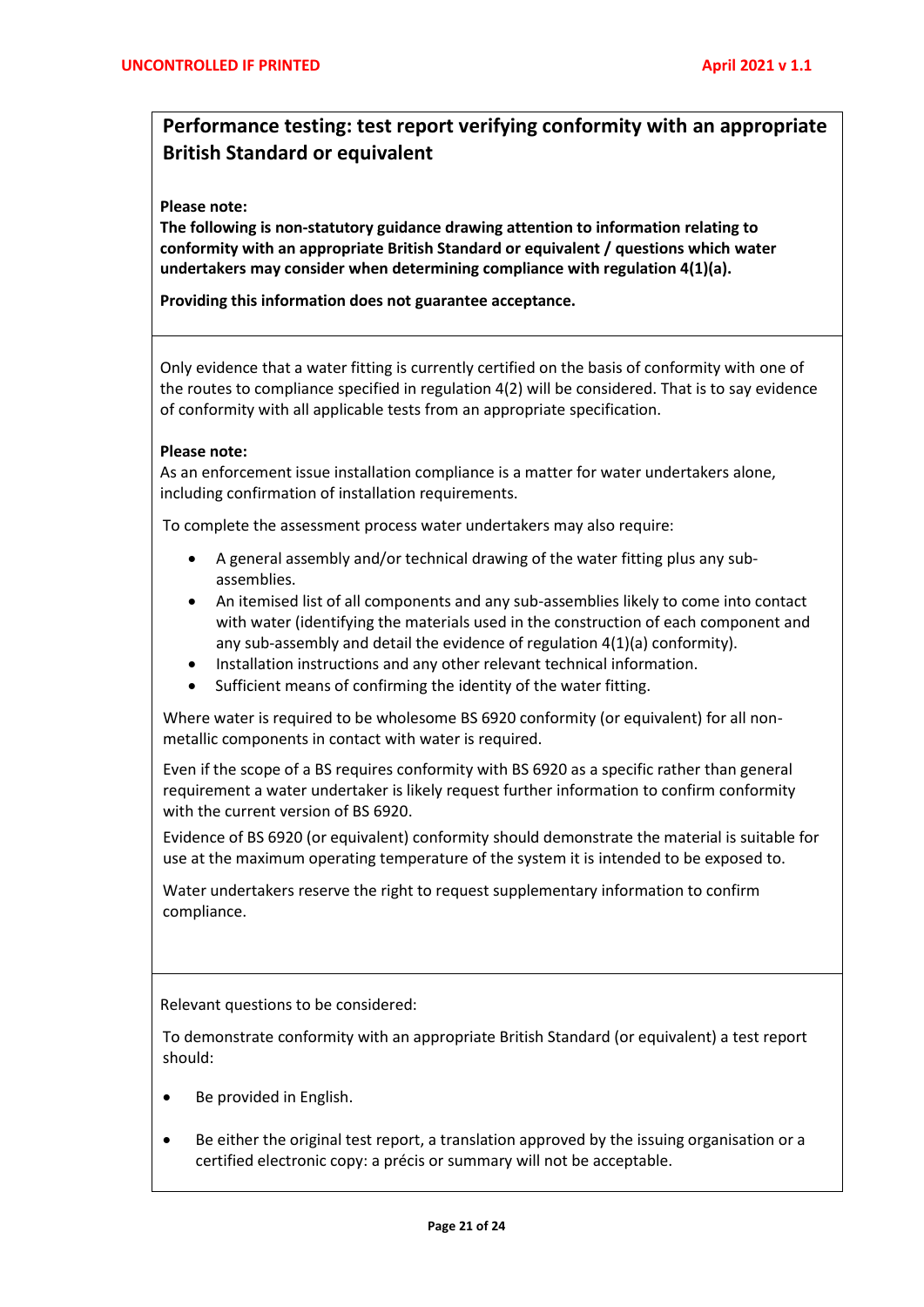## Performance testing: test report verifying conformity with an appropriate British Standard or equivalent

**Please note:**
**The following is non-statutory guidance drawing attention to information relating to conformity with an appropriate British Standard or equivalent / questions which water undertakers may consider when determining compliance with regulation 4(1)(a).**

**Providing this information does not guarantee acceptance.**

Only evidence that a water fitting is currently certified on the basis of conformity with one of the routes to compliance specified in regulation 4(2) will be considered. That is to say evidence of conformity with all applicable tests from an appropriate specification.

**Please note:**
As an enforcement issue installation compliance is a matter for water undertakers alone, including confirmation of installation requirements.

To complete the assessment process water undertakers may also require:

- A general assembly and/or technical drawing of the water fitting plus any sub-assemblies.
- An itemised list of all components and any sub-assemblies likely to come into contact with water (identifying the materials used in the construction of each component and any sub-assembly and detail the evidence of regulation 4(1)(a) conformity).
- Installation instructions and any other relevant technical information.
- Sufficient means of confirming the identity of the water fitting.

Where water is required to be wholesome BS 6920 conformity (or equivalent) for all non-metallic components in contact with water is required.

Even if the scope of a BS requires conformity with BS 6920 as a specific rather than general requirement a water undertaker is likely request further information to confirm conformity with the current version of BS 6920.

Evidence of BS 6920 (or equivalent) conformity should demonstrate the material is suitable for use at the maximum operating temperature of the system it is intended to be exposed to.

Water undertakers reserve the right to request supplementary information to confirm compliance.

Relevant questions to be considered:

To demonstrate conformity with an appropriate British Standard (or equivalent) a test report should:

- Be provided in English.
- Be either the original test report, a translation approved by the issuing organisation or a certified electronic copy: a précis or summary will not be acceptable.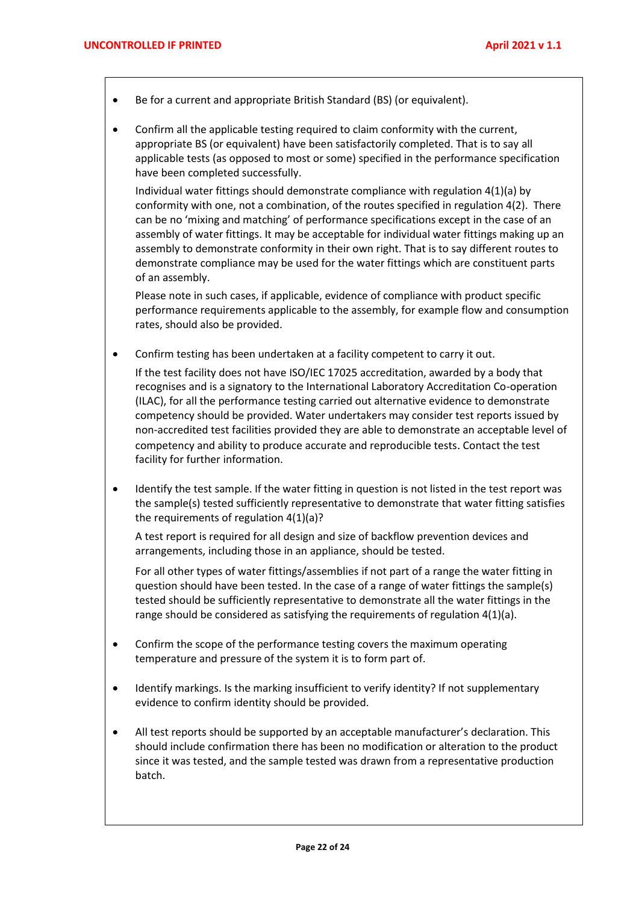- Be for a current and appropriate British Standard (BS) (or equivalent).

- Confirm all the applicable testing required to claim conformity with the current, appropriate BS (or equivalent) have been satisfactorily completed. That is to say all applicable tests (as opposed to most or some) specified in the performance specification have been completed successfully.

  Individual water fittings should demonstrate compliance with regulation 4(1)(a) by conformity with one, not a combination, of the routes specified in regulation 4(2). There can be no 'mixing and matching' of performance specifications except in the case of an assembly of water fittings. It may be acceptable for individual water fittings making up an assembly to demonstrate conformity in their own right. That is to say different routes to demonstrate compliance may be used for the water fittings which are constituent parts of an assembly.

  Please note in such cases, if applicable, evidence of compliance with product specific performance requirements applicable to the assembly, for example flow and consumption rates, should also be provided.

- Confirm testing has been undertaken at a facility competent to carry it out.

  If the test facility does not have ISO/IEC 17025 accreditation, awarded by a body that recognises and is a signatory to the International Laboratory Accreditation Co-operation (ILAC), for all the performance testing carried out alternative evidence to demonstrate competency should be provided. Water undertakers may consider test reports issued by non-accredited test facilities provided they are able to demonstrate an acceptable level of competency and ability to produce accurate and reproducible tests. Contact the test facility for further information.

- Identify the test sample. If the water fitting in question is not listed in the test report was the sample(s) tested sufficiently representative to demonstrate that water fitting satisfies the requirements of regulation 4(1)(a)?

  A test report is required for all design and size of backflow prevention devices and arrangements, including those in an appliance, should be tested.

  For all other types of water fittings/assemblies if not part of a range the water fitting in question should have been tested. In the case of a range of water fittings the sample(s) tested should be sufficiently representative to demonstrate all the water fittings in the range should be considered as satisfying the requirements of regulation 4(1)(a).

- Confirm the scope of the performance testing covers the maximum operating temperature and pressure of the system it is to form part of.

- Identify markings. Is the marking insufficient to verify identity? If not supplementary evidence to confirm identity should be provided.

- All test reports should be supported by an acceptable manufacturer's declaration. This should include confirmation there has been no modification or alteration to the product since it was tested, and the sample tested was drawn from a representative production batch.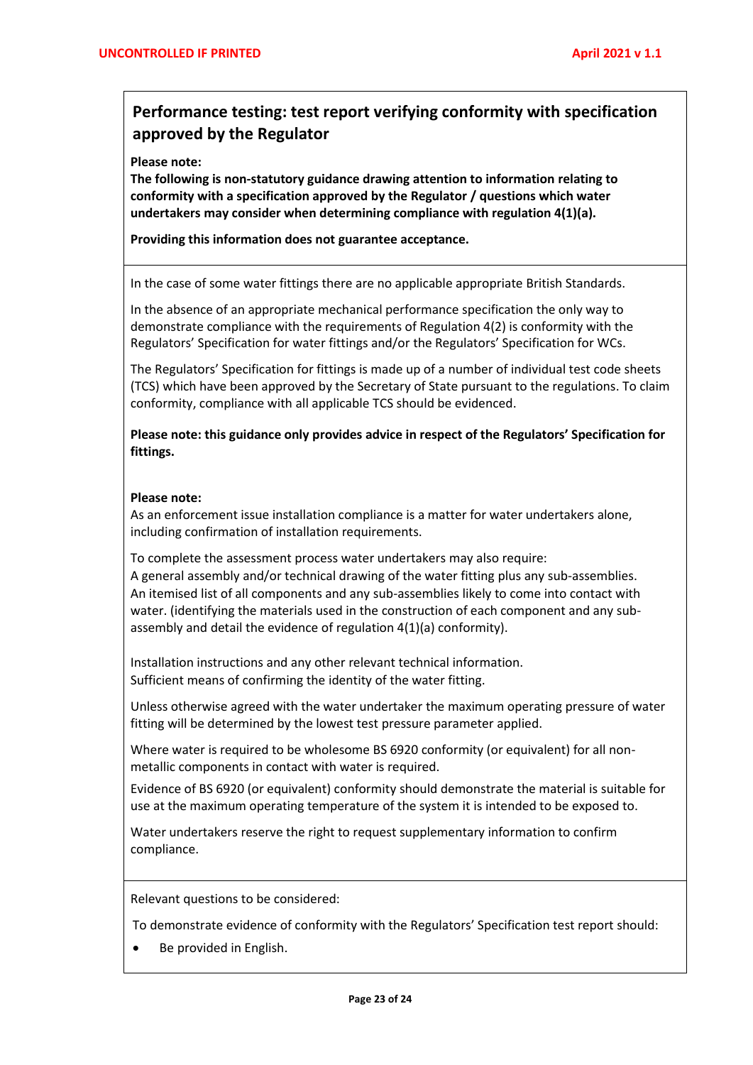## Performance testing: test report verifying conformity with specification approved by the Regulator

**Please note:**
**The following is non-statutory guidance drawing attention to information relating to conformity with a specification approved by the Regulator / questions which water undertakers may consider when determining compliance with regulation 4(1)(a).**

**Providing this information does not guarantee acceptance.**

In the case of some water fittings there are no applicable appropriate British Standards.

In the absence of an appropriate mechanical performance specification the only way to demonstrate compliance with the requirements of Regulation 4(2) is conformity with the Regulators' Specification for water fittings and/or the Regulators' Specification for WCs.

The Regulators' Specification for fittings is made up of a number of individual test code sheets (TCS) which have been approved by the Secretary of State pursuant to the regulations. To claim conformity, compliance with all applicable TCS should be evidenced.

**Please note: this guidance only provides advice in respect of the Regulators' Specification for fittings.**

**Please note:**
As an enforcement issue installation compliance is a matter for water undertakers alone, including confirmation of installation requirements.

To complete the assessment process water undertakers may also require:
A general assembly and/or technical drawing of the water fitting plus any sub-assemblies.
An itemised list of all components and any sub-assemblies likely to come into contact with water. (identifying the materials used in the construction of each component and any sub-assembly and detail the evidence of regulation 4(1)(a) conformity).

Installation instructions and any other relevant technical information.
Sufficient means of confirming the identity of the water fitting.

Unless otherwise agreed with the water undertaker the maximum operating pressure of water fitting will be determined by the lowest test pressure parameter applied.

Where water is required to be wholesome BS 6920 conformity (or equivalent) for all non-metallic components in contact with water is required.

Evidence of BS 6920 (or equivalent) conformity should demonstrate the material is suitable for use at the maximum operating temperature of the system it is intended to be exposed to.

Water undertakers reserve the right to request supplementary information to confirm compliance.

Relevant questions to be considered:

To demonstrate evidence of conformity with the Regulators' Specification test report should:

- Be provided in English.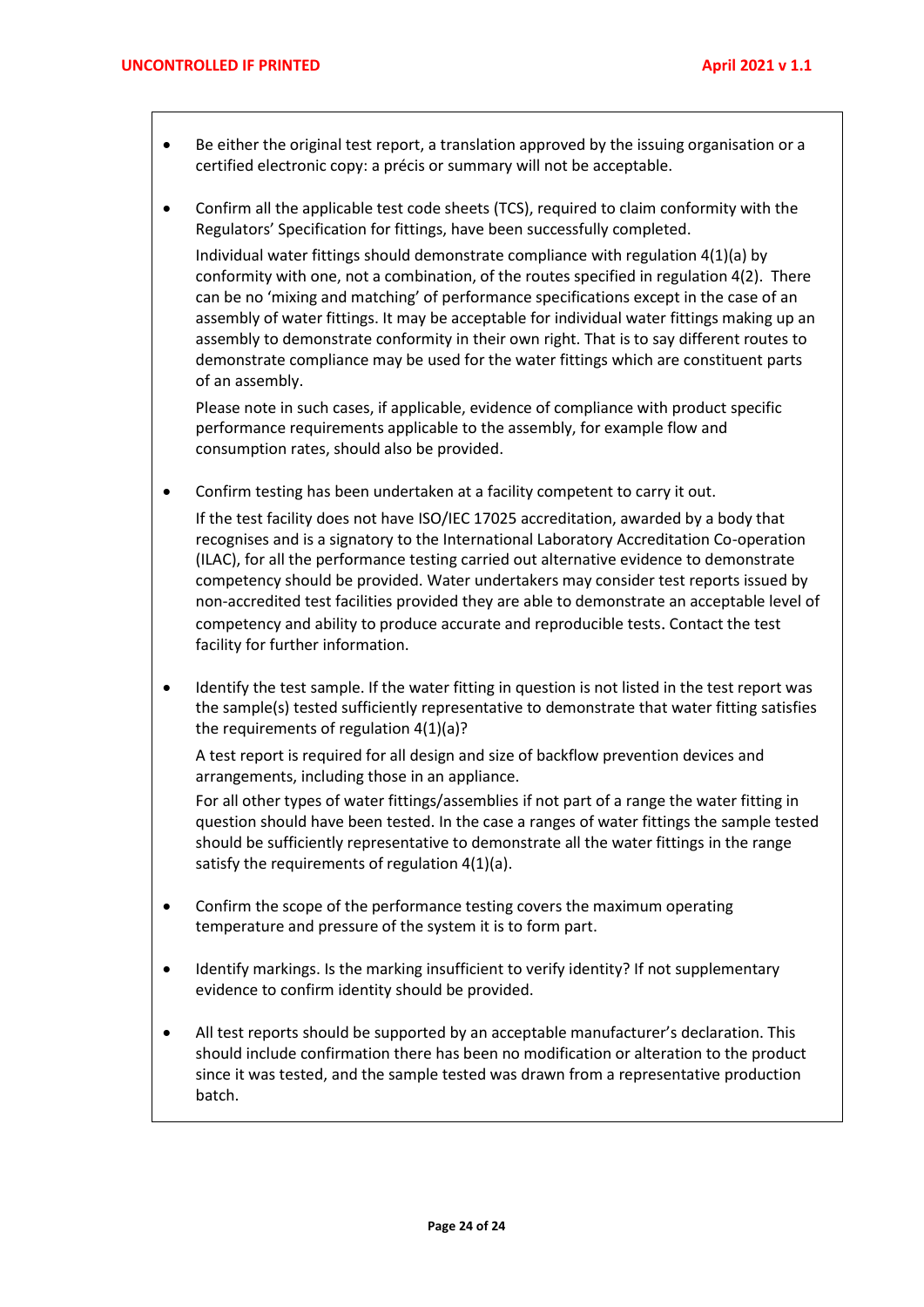- Be either the original test report, a translation approved by the issuing organisation or a certified electronic copy: a précis or summary will not be acceptable.

- Confirm all the applicable test code sheets (TCS), required to claim conformity with the Regulators' Specification for fittings, have been successfully completed.

  Individual water fittings should demonstrate compliance with regulation 4(1)(a) by conformity with one, not a combination, of the routes specified in regulation 4(2). There can be no 'mixing and matching' of performance specifications except in the case of an assembly of water fittings. It may be acceptable for individual water fittings making up an assembly to demonstrate conformity in their own right. That is to say different routes to demonstrate compliance may be used for the water fittings which are constituent parts of an assembly.

  Please note in such cases, if applicable, evidence of compliance with product specific performance requirements applicable to the assembly, for example flow and consumption rates, should also be provided.

- Confirm testing has been undertaken at a facility competent to carry it out.

  If the test facility does not have ISO/IEC 17025 accreditation, awarded by a body that recognises and is a signatory to the International Laboratory Accreditation Co-operation (ILAC), for all the performance testing carried out alternative evidence to demonstrate competency should be provided. Water undertakers may consider test reports issued by non-accredited test facilities provided they are able to demonstrate an acceptable level of competency and ability to produce accurate and reproducible tests. Contact the test facility for further information.

- Identify the test sample. If the water fitting in question is not listed in the test report was the sample(s) tested sufficiently representative to demonstrate that water fitting satisfies the requirements of regulation 4(1)(a)?

  A test report is required for all design and size of backflow prevention devices and arrangements, including those in an appliance.

  For all other types of water fittings/assemblies if not part of a range the water fitting in question should have been tested. In the case a ranges of water fittings the sample tested should be sufficiently representative to demonstrate all the water fittings in the range satisfy the requirements of regulation 4(1)(a).

- Confirm the scope of the performance testing covers the maximum operating temperature and pressure of the system it is to form part.

- Identify markings. Is the marking insufficient to verify identity? If not supplementary evidence to confirm identity should be provided.

- All test reports should be supported by an acceptable manufacturer's declaration. This should include confirmation there has been no modification or alteration to the product since it was tested, and the sample tested was drawn from a representative production batch.